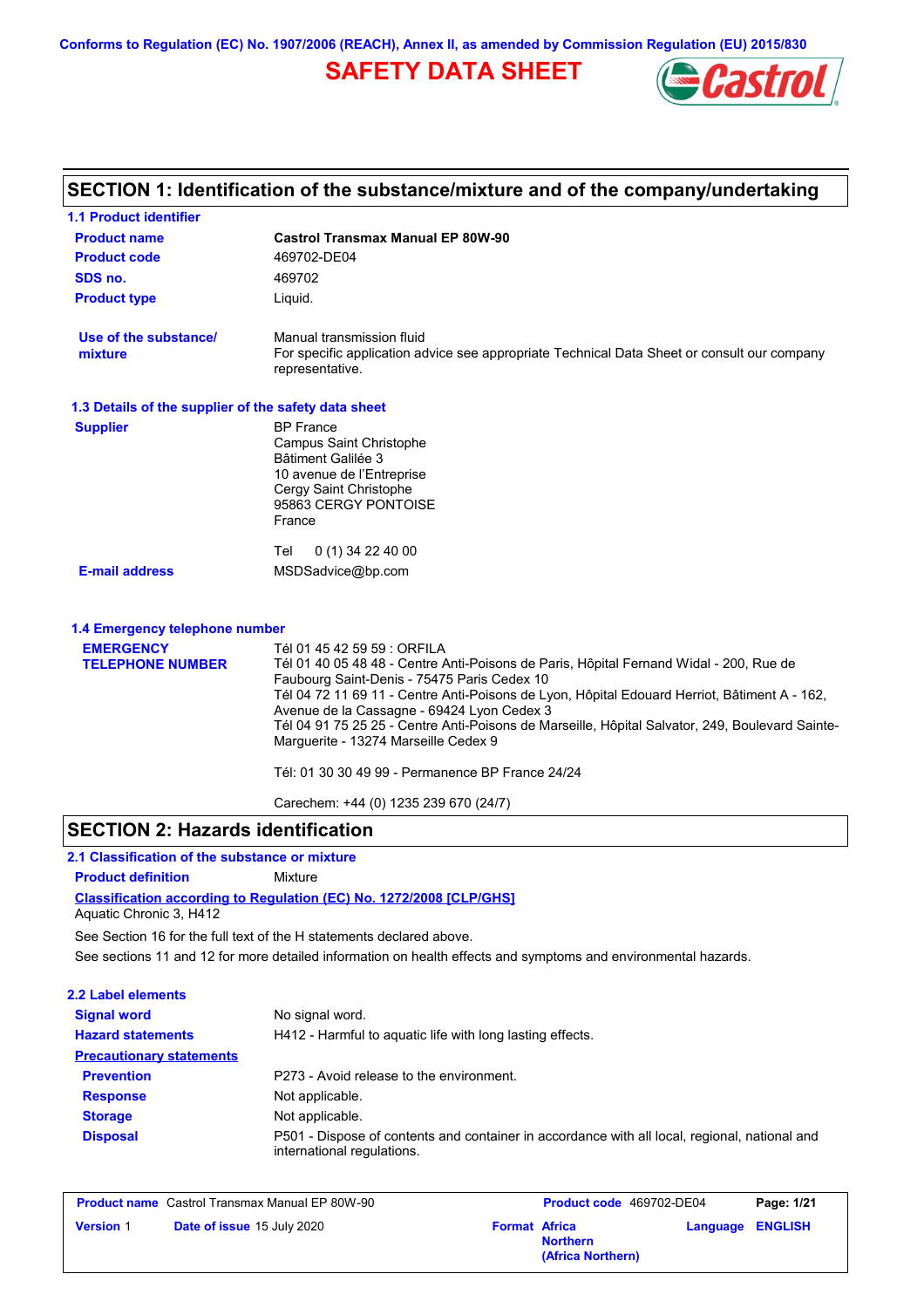Conforms to Regulation (EC) No. 1907/2006 (REACH), Annex II, as amended by Commission Regulation (EU) 2015/830

# SAFETY DATA SHEET

## SECTION 1: Identification of the substance/mixture and of the company/undertaking

### 1.1 Product identifier

| | |
|---|---|
| **Product name** | **Castrol Transmax Manual EP 80W-90** |
| **Product code** | 469702-DE04 |
| **SDS no.** | 469702 |
| **Product type** | Liquid. |
| **Use of the substance/ mixture** | Manual transmission fluid<br>For specific application advice see appropriate Technical Data Sheet or consult our company representative. |

### 1.3 Details of the supplier of the safety data sheet

**Supplier**

BP France
Campus Saint Christophe
Bâtiment Galilée 3
10 avenue de l'Entreprise
Cergy Saint Christophe
95863 CERGY PONTOISE
France

Tel 0 (1) 34 22 40 00

**E-mail address** MSDSadvice@bp.com

### 1.4 Emergency telephone number

**EMERGENCY TELEPHONE NUMBER**

Tél 01 45 42 59 59 : ORFILA
Tél 01 40 05 48 48 - Centre Anti-Poisons de Paris, Hôpital Fernand Widal - 200, Rue de Faubourg Saint-Denis - 75475 Paris Cedex 10
Tél 04 72 11 69 11 - Centre Anti-Poisons de Lyon, Hôpital Edouard Herriot, Bâtiment A - 162, Avenue de la Cassagne - 69424 Lyon Cedex 3
Tél 04 91 75 25 25 - Centre Anti-Poisons de Marseille, Hôpital Salvator, 249, Boulevard Sainte-Marguerite - 13274 Marseille Cedex 9

Tél: 01 30 30 49 99 - Permanence BP France 24/24

Carechem: +44 (0) 1235 239 670 (24/7)

## SECTION 2: Hazards identification

### 2.1 Classification of the substance or mixture

**Product definition** Mixture

**Classification according to Regulation (EC) No. 1272/2008 [CLP/GHS]**
Aquatic Chronic 3, H412

See Section 16 for the full text of the H statements declared above.

See sections 11 and 12 for more detailed information on health effects and symptoms and environmental hazards.

### 2.2 Label elements

| | |
|---|---|
| **Signal word** | No signal word. |
| **Hazard statements** | H412 - Harmful to aquatic life with long lasting effects. |
| **Precautionary statements** | |
| **Prevention** | P273 - Avoid release to the environment. |
| **Response** | Not applicable. |
| **Storage** | Not applicable. |
| **Disposal** | P501 - Dispose of contents and container in accordance with all local, regional, national and international regulations. |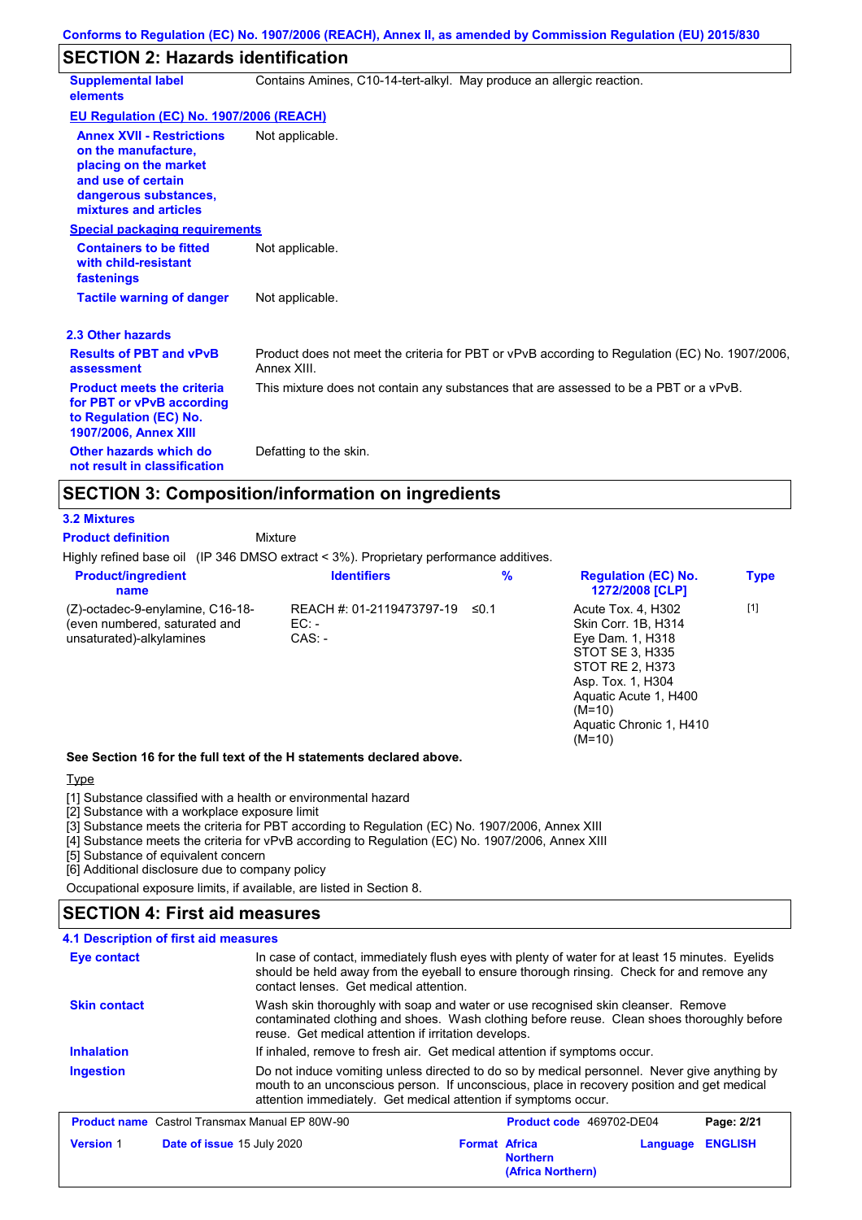## SECTION 2: Hazards identification

**Supplemental label elements** Contains Amines, C10-14-tert-alkyl. May produce an allergic reaction.

**EU Regulation (EC) No. 1907/2006 (REACH)**

**Annex XVII - Restrictions on the manufacture, placing on the market and use of certain dangerous substances, mixtures and articles** Not applicable.

**Special packaging requirements**

**Containers to be fitted with child-resistant fastenings** Not applicable.

**Tactile warning of danger** Not applicable.

### 2.3 Other hazards

**Results of PBT and vPvB assessment** Product does not meet the criteria for PBT or vPvB according to Regulation (EC) No. 1907/2006, Annex XIII.

**Product meets the criteria for PBT or vPvB according to Regulation (EC) No. 1907/2006, Annex XIII** This mixture does not contain any substances that are assessed to be a PBT or a vPvB.

**Other hazards which do not result in classification** Defatting to the skin.

## SECTION 3: Composition/information on ingredients

### 3.2 Mixtures

**Product definition** Mixture

Highly refined base oil (IP 346 DMSO extract < 3%). Proprietary performance additives.

| Product/ingredient name | Identifiers | % | Regulation (EC) No. 1272/2008 [CLP] | Type |
|---|---|---|---|---|
| (Z)-octadec-9-enylamine, C16-18-(even numbered, saturated and unsaturated)-alkylamines | REACH #: 01-2119473797-19<br>EC: -<br>CAS: - | ≤0.1 | Acute Tox. 4, H302<br>Skin Corr. 1B, H314<br>Eye Dam. 1, H318<br>STOT SE 3, H335<br>STOT RE 2, H373<br>Asp. Tox. 1, H304<br>Aquatic Acute 1, H400 (M=10)<br>Aquatic Chronic 1, H410 (M=10) | [1] |

**See Section 16 for the full text of the H statements declared above.**

Type

[1] Substance classified with a health or environmental hazard
[2] Substance with a workplace exposure limit
[3] Substance meets the criteria for PBT according to Regulation (EC) No. 1907/2006, Annex XIII
[4] Substance meets the criteria for vPvB according to Regulation (EC) No. 1907/2006, Annex XIII
[5] Substance of equivalent concern
[6] Additional disclosure due to company policy

Occupational exposure limits, if available, are listed in Section 8.

## SECTION 4: First aid measures

### 4.1 Description of first aid measures

**Eye contact** In case of contact, immediately flush eyes with plenty of water for at least 15 minutes. Eyelids should be held away from the eyeball to ensure thorough rinsing. Check for and remove any contact lenses. Get medical attention.

**Skin contact** Wash skin thoroughly with soap and water or use recognised skin cleanser. Remove contaminated clothing and shoes. Wash clothing before reuse. Clean shoes thoroughly before reuse. Get medical attention if irritation develops.

**Inhalation** If inhaled, remove to fresh air. Get medical attention if symptoms occur.

**Ingestion** Do not induce vomiting unless directed to do so by medical personnel. Never give anything by mouth to an unconscious person. If unconscious, place in recovery position and get medical attention immediately. Get medical attention if symptoms occur.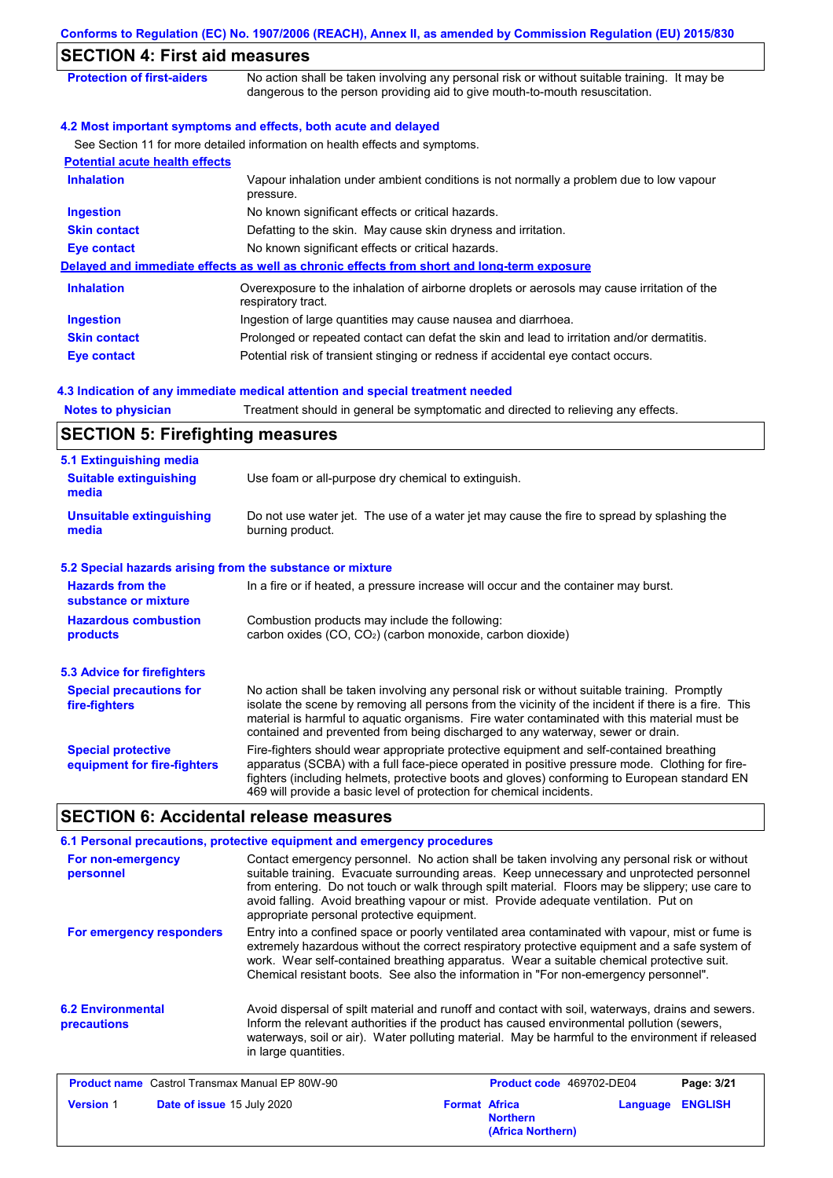## SECTION 4: First aid measures

**Protection of first-aiders**: No action shall be taken involving any personal risk or without suitable training. It may be dangerous to the person providing aid to give mouth-to-mouth resuscitation.

### 4.2 Most important symptoms and effects, both acute and delayed

See Section 11 for more detailed information on health effects and symptoms.

**Potential acute health effects**

| | |
|---|---|
| **Inhalation** | Vapour inhalation under ambient conditions is not normally a problem due to low vapour pressure. |
| **Ingestion** | No known significant effects or critical hazards. |
| **Skin contact** | Defatting to the skin. May cause skin dryness and irritation. |
| **Eye contact** | No known significant effects or critical hazards. |

**Delayed and immediate effects as well as chronic effects from short and long-term exposure**

| | |
|---|---|
| **Inhalation** | Overexposure to the inhalation of airborne droplets or aerosols may cause irritation of the respiratory tract. |
| **Ingestion** | Ingestion of large quantities may cause nausea and diarrhoea. |
| **Skin contact** | Prolonged or repeated contact can defat the skin and lead to irritation and/or dermatitis. |
| **Eye contact** | Potential risk of transient stinging or redness if accidental eye contact occurs. |

### 4.3 Indication of any immediate medical attention and special treatment needed

**Notes to physician**: Treatment should in general be symptomatic and directed to relieving any effects.

## SECTION 5: Firefighting measures

### 5.1 Extinguishing media

**Suitable extinguishing media**: Use foam or all-purpose dry chemical to extinguish.

**Unsuitable extinguishing media**: Do not use water jet. The use of a water jet may cause the fire to spread by splashing the burning product.

### 5.2 Special hazards arising from the substance or mixture

**Hazards from the substance or mixture**: In a fire or if heated, a pressure increase will occur and the container may burst.

**Hazardous combustion products**: Combustion products may include the following:
carbon oxides (CO, $CO_2$) (carbon monoxide, carbon dioxide)

### 5.3 Advice for firefighters

**Special precautions for fire-fighters**: No action shall be taken involving any personal risk or without suitable training. Promptly isolate the scene by removing all persons from the vicinity of the incident if there is a fire. This material is harmful to aquatic organisms. Fire water contaminated with this material must be contained and prevented from being discharged to any waterway, sewer or drain.

**Special protective equipment for fire-fighters**: Fire-fighters should wear appropriate protective equipment and self-contained breathing apparatus (SCBA) with a full face-piece operated in positive pressure mode. Clothing for fire-fighters (including helmets, protective boots and gloves) conforming to European standard EN 469 will provide a basic level of protection for chemical incidents.

## SECTION 6: Accidental release measures

### 6.1 Personal precautions, protective equipment and emergency procedures

**For non-emergency personnel**: Contact emergency personnel. No action shall be taken involving any personal risk or without suitable training. Evacuate surrounding areas. Keep unnecessary and unprotected personnel from entering. Do not touch or walk through spilt material. Floors may be slippery; use care to avoid falling. Avoid breathing vapour or mist. Provide adequate ventilation. Put on appropriate personal protective equipment.

**For emergency responders**: Entry into a confined space or poorly ventilated area contaminated with vapour, mist or fume is extremely hazardous without the correct respiratory protective equipment and a safe system of work. Wear self-contained breathing apparatus. Wear a suitable chemical protective suit. Chemical resistant boots. See also the information in "For non-emergency personnel".

### 6.2 Environmental precautions

Avoid dispersal of spilt material and runoff and contact with soil, waterways, drains and sewers. Inform the relevant authorities if the product has caused environmental pollution (sewers, waterways, soil or air). Water polluting material. May be harmful to the environment if released in large quantities.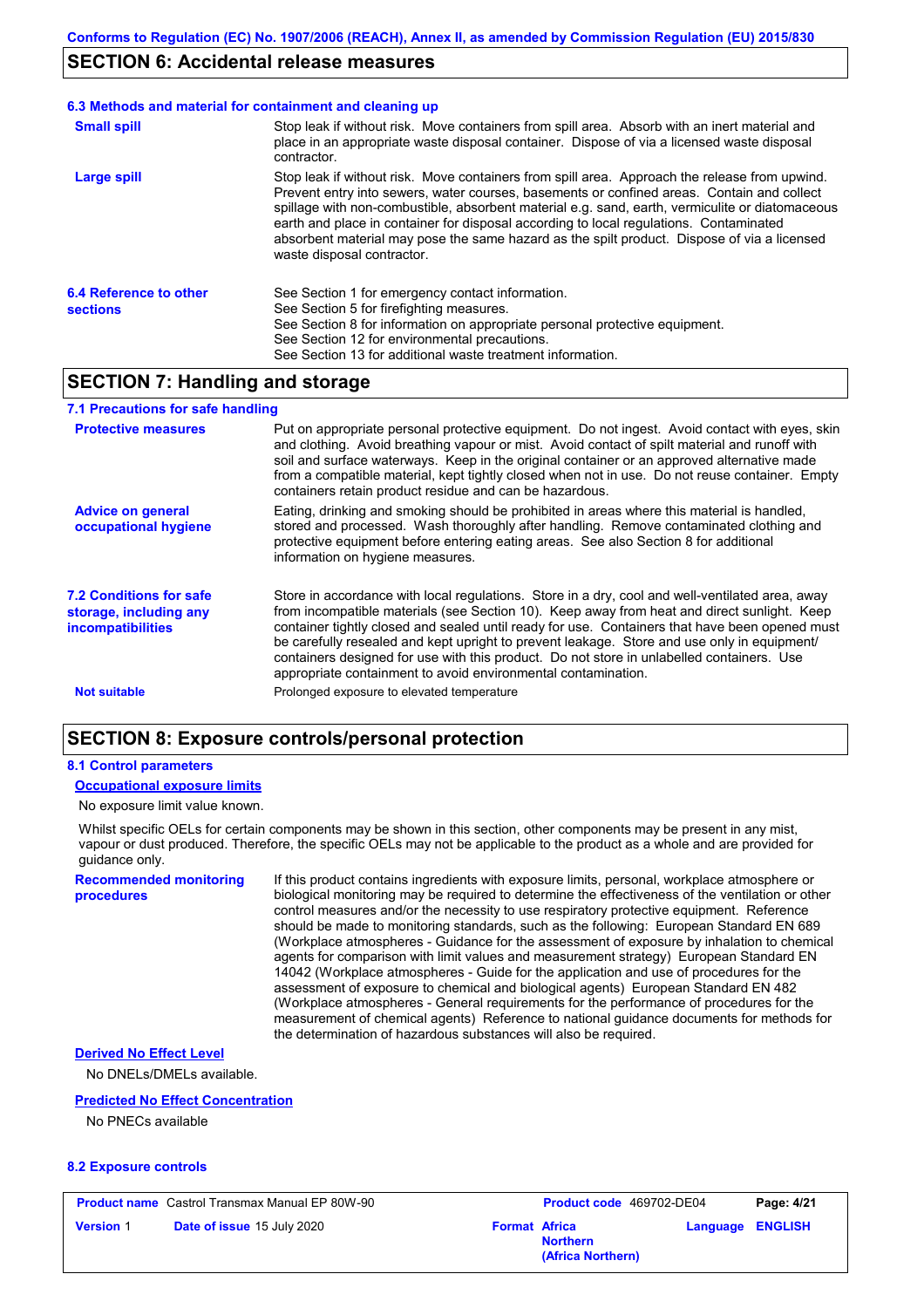## SECTION 6: Accidental release measures

### 6.3 Methods and material for containment and cleaning up

**Small spill**

Stop leak if without risk. Move containers from spill area. Absorb with an inert material and place in an appropriate waste disposal container. Dispose of via a licensed waste disposal contractor.

**Large spill**

Stop leak if without risk. Move containers from spill area. Approach the release from upwind. Prevent entry into sewers, water courses, basements or confined areas. Contain and collect spillage with non-combustible, absorbent material e.g. sand, earth, vermiculite or diatomaceous earth and place in container for disposal according to local regulations. Contaminated absorbent material may pose the same hazard as the spilt product. Dispose of via a licensed waste disposal contractor.

### 6.4 Reference to other sections

See Section 1 for emergency contact information.
See Section 5 for firefighting measures.
See Section 8 for information on appropriate personal protective equipment.
See Section 12 for environmental precautions.
See Section 13 for additional waste treatment information.

## SECTION 7: Handling and storage

### 7.1 Precautions for safe handling

**Protective measures**

Put on appropriate personal protective equipment. Do not ingest. Avoid contact with eyes, skin and clothing. Avoid breathing vapour or mist. Avoid contact of spilt material and runoff with soil and surface waterways. Keep in the original container or an approved alternative made from a compatible material, kept tightly closed when not in use. Do not reuse container. Empty containers retain product residue and can be hazardous.

**Advice on general occupational hygiene**

Eating, drinking and smoking should be prohibited in areas where this material is handled, stored and processed. Wash thoroughly after handling. Remove contaminated clothing and protective equipment before entering eating areas. See also Section 8 for additional information on hygiene measures.

### 7.2 Conditions for safe storage, including any incompatibilities

Store in accordance with local regulations. Store in a dry, cool and well-ventilated area, away from incompatible materials (see Section 10). Keep away from heat and direct sunlight. Keep container tightly closed and sealed until ready for use. Containers that have been opened must be carefully resealed and kept upright to prevent leakage. Store and use only in equipment/ containers designed for use with this product. Do not store in unlabelled containers. Use appropriate containment to avoid environmental contamination.

**Not suitable**

Prolonged exposure to elevated temperature

## SECTION 8: Exposure controls/personal protection

### 8.1 Control parameters

**Occupational exposure limits**

No exposure limit value known.

Whilst specific OELs for certain components may be shown in this section, other components may be present in any mist, vapour or dust produced. Therefore, the specific OELs may not be applicable to the product as a whole and are provided for guidance only.

**Recommended monitoring procedures**

If this product contains ingredients with exposure limits, personal, workplace atmosphere or biological monitoring may be required to determine the effectiveness of the ventilation or other control measures and/or the necessity to use respiratory protective equipment. Reference should be made to monitoring standards, such as the following: European Standard EN 689 (Workplace atmospheres - Guidance for the assessment of exposure by inhalation to chemical agents for comparison with limit values and measurement strategy) European Standard EN 14042 (Workplace atmospheres - Guide for the application and use of procedures for the assessment of exposure to chemical and biological agents) European Standard EN 482 (Workplace atmospheres - General requirements for the performance of procedures for the measurement of chemical agents) Reference to national guidance documents for methods for the determination of hazardous substances will also be required.

**Derived No Effect Level**

No DNELs/DMELs available.

**Predicted No Effect Concentration**

No PNECs available

### 8.2 Exposure controls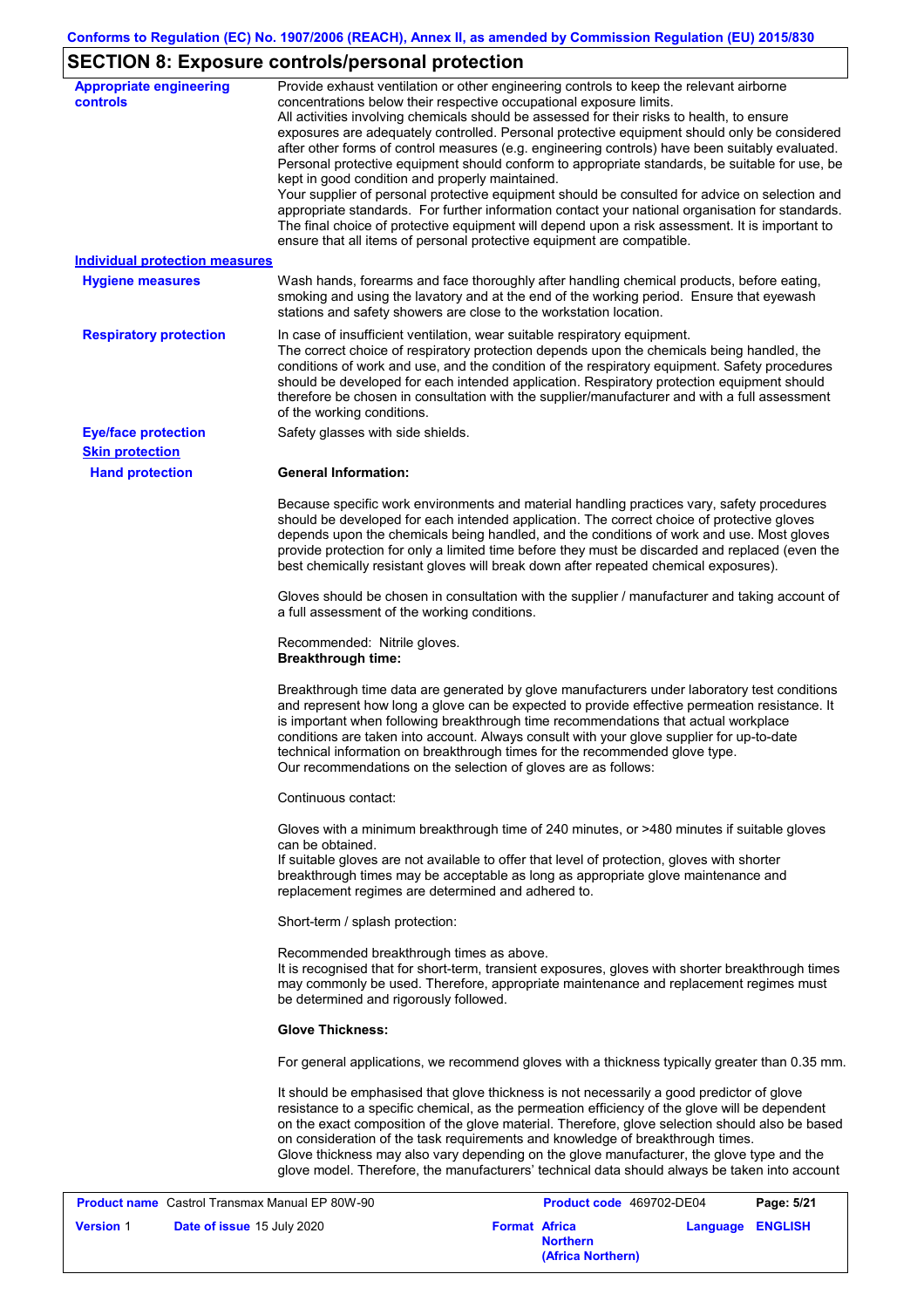## SECTION 8: Exposure controls/personal protection

**Appropriate engineering controls**

Provide exhaust ventilation or other engineering controls to keep the relevant airborne concentrations below their respective occupational exposure limits.
All activities involving chemicals should be assessed for their risks to health, to ensure exposures are adequately controlled. Personal protective equipment should only be considered after other forms of control measures (e.g. engineering controls) have been suitably evaluated. Personal protective equipment should conform to appropriate standards, be suitable for use, be kept in good condition and properly maintained.
Your supplier of personal protective equipment should be consulted for advice on selection and appropriate standards. For further information contact your national organisation for standards. The final choice of protective equipment will depend upon a risk assessment. It is important to ensure that all items of personal protective equipment are compatible.

**Individual protection measures**

**Hygiene measures**

Wash hands, forearms and face thoroughly after handling chemical products, before eating, smoking and using the lavatory and at the end of the working period. Ensure that eyewash stations and safety showers are close to the workstation location.

**Respiratory protection**

In case of insufficient ventilation, wear suitable respiratory equipment.
The correct choice of respiratory protection depends upon the chemicals being handled, the conditions of work and use, and the condition of the respiratory equipment. Safety procedures should be developed for each intended application. Respiratory protection equipment should therefore be chosen in consultation with the supplier/manufacturer and with a full assessment of the working conditions.

**Eye/face protection**

Safety glasses with side shields.

**Skin protection**

**Hand protection**

**General Information:**

Because specific work environments and material handling practices vary, safety procedures should be developed for each intended application. The correct choice of protective gloves depends upon the chemicals being handled, and the conditions of work and use. Most gloves provide protection for only a limited time before they must be discarded and replaced (even the best chemically resistant gloves will break down after repeated chemical exposures).

Gloves should be chosen in consultation with the supplier / manufacturer and taking account of a full assessment of the working conditions.

Recommended: Nitrile gloves.
**Breakthrough time:**

Breakthrough time data are generated by glove manufacturers under laboratory test conditions and represent how long a glove can be expected to provide effective permeation resistance. It is important when following breakthrough time recommendations that actual workplace conditions are taken into account. Always consult with your glove supplier for up-to-date technical information on breakthrough times for the recommended glove type.
Our recommendations on the selection of gloves are as follows:

Continuous contact:

Gloves with a minimum breakthrough time of 240 minutes, or >480 minutes if suitable gloves can be obtained.
If suitable gloves are not available to offer that level of protection, gloves with shorter breakthrough times may be acceptable as long as appropriate glove maintenance and replacement regimes are determined and adhered to.

Short-term / splash protection:

Recommended breakthrough times as above.
It is recognised that for short-term, transient exposures, gloves with shorter breakthrough times may commonly be used. Therefore, appropriate maintenance and replacement regimes must be determined and rigorously followed.

**Glove Thickness:**

For general applications, we recommend gloves with a thickness typically greater than 0.35 mm.

It should be emphasised that glove thickness is not necessarily a good predictor of glove resistance to a specific chemical, as the permeation efficiency of the glove will be dependent on the exact composition of the glove material. Therefore, glove selection should also be based on consideration of the task requirements and knowledge of breakthrough times.
Glove thickness may also vary depending on the glove manufacturer, the glove type and the glove model. Therefore, the manufacturers' technical data should always be taken into account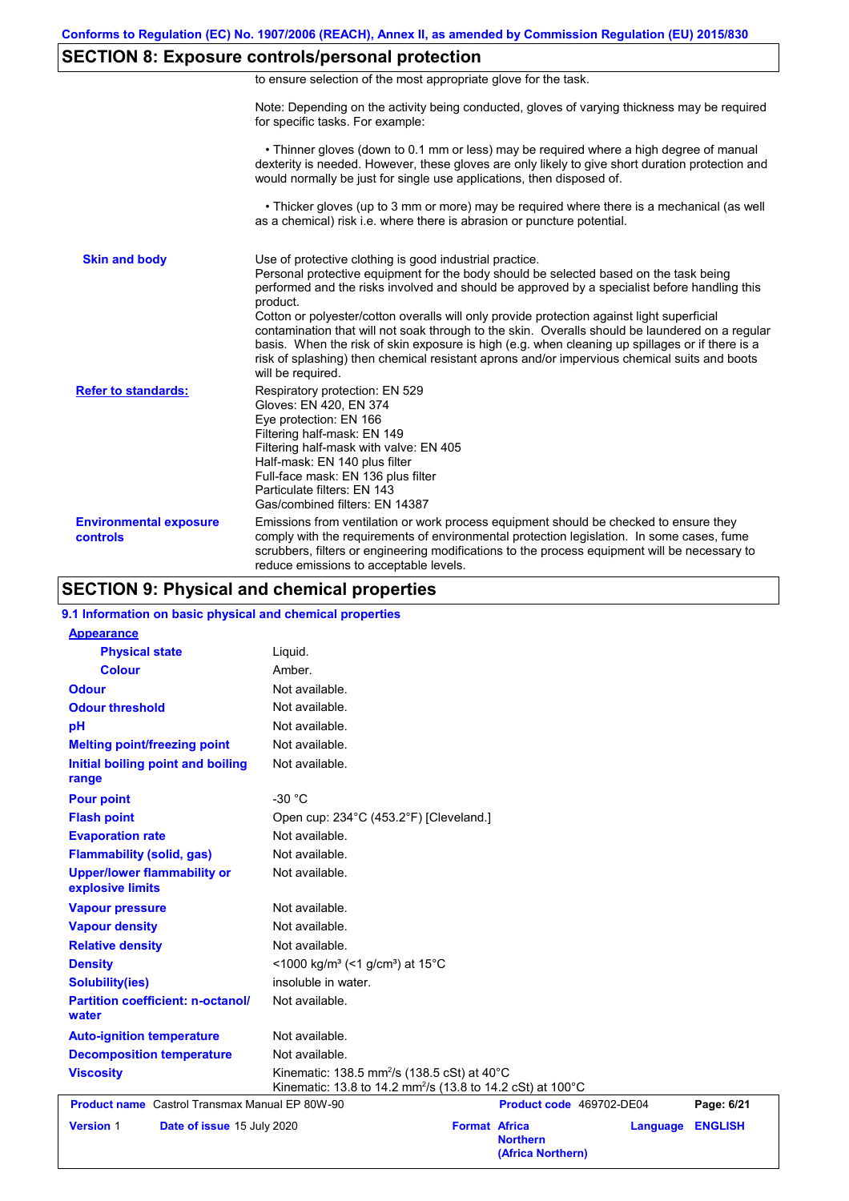## SECTION 8: Exposure controls/personal protection

to ensure selection of the most appropriate glove for the task.

Note: Depending on the activity being conducted, gloves of varying thickness may be required for specific tasks. For example:

• Thinner gloves (down to 0.1 mm or less) may be required where a high degree of manual dexterity is needed. However, these gloves are only likely to give short duration protection and would normally be just for single use applications, then disposed of.

• Thicker gloves (up to 3 mm or more) may be required where there is a mechanical (as well as a chemical) risk i.e. where there is abrasion or puncture potential.

**Skin and body**

Use of protective clothing is good industrial practice.
Personal protective equipment for the body should be selected based on the task being performed and the risks involved and should be approved by a specialist before handling this product.
Cotton or polyester/cotton overalls will only provide protection against light superficial contamination that will not soak through to the skin. Overalls should be laundered on a regular basis. When the risk of skin exposure is high (e.g. when cleaning up spillages or if there is a risk of splashing) then chemical resistant aprons and/or impervious chemical suits and boots will be required.

**Refer to standards:**

Respiratory protection: EN 529
Gloves: EN 420, EN 374
Eye protection: EN 166
Filtering half-mask: EN 149
Filtering half-mask with valve: EN 405
Half-mask: EN 140 plus filter
Full-face mask: EN 136 plus filter
Particulate filters: EN 143
Gas/combined filters: EN 14387

**Environmental exposure controls**

Emissions from ventilation or work process equipment should be checked to ensure they comply with the requirements of environmental protection legislation. In some cases, fume scrubbers, filters or engineering modifications to the process equipment will be necessary to reduce emissions to acceptable levels.

## SECTION 9: Physical and chemical properties

### 9.1 Information on basic physical and chemical properties

**Appearance**

| Property | Value |
|---|---|
| Physical state | Liquid. |
| Colour | Amber. |
| Odour | Not available. |
| Odour threshold | Not available. |
| pH | Not available. |
| Melting point/freezing point | Not available. |
| Initial boiling point and boiling range | Not available. |
| Pour point | -30 °C |
| Flash point | Open cup: 234°C (453.2°F) [Cleveland.] |
| Evaporation rate | Not available. |
| Flammability (solid, gas) | Not available. |
| Upper/lower flammability or explosive limits | Not available. |
| Vapour pressure | Not available. |
| Vapour density | Not available. |
| Relative density | Not available. |
| Density | <1000 kg/m³ (<1 g/cm³) at 15°C |
| Solubility(ies) | insoluble in water. |
| Partition coefficient: n-octanol/water | Not available. |
| Auto-ignition temperature | Not available. |
| Decomposition temperature | Not available. |
| Viscosity | Kinematic: 138.5 mm²/s (138.5 cSt) at 40°C<br>Kinematic: 13.8 to 14.2 mm²/s (13.8 to 14.2 cSt) at 100°C |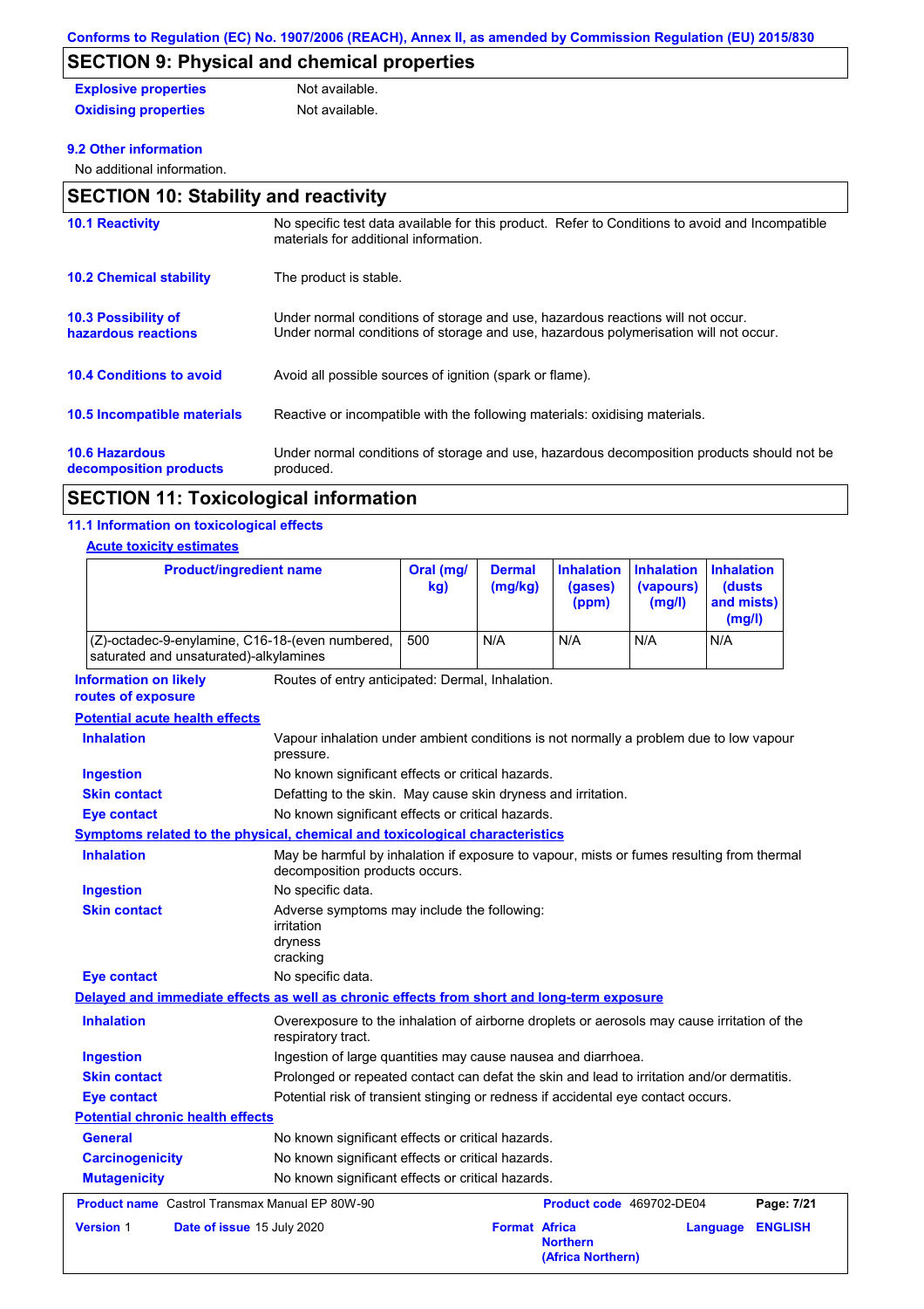## SECTION 9: Physical and chemical properties

| | |
|---|---|
| **Explosive properties** | Not available. |
| **Oxidising properties** | Not available. |

**9.2 Other information**

No additional information.

## SECTION 10: Stability and reactivity

| | |
|---|---|
| **10.1 Reactivity** | No specific test data available for this product. Refer to Conditions to avoid and Incompatible materials for additional information. |
| **10.2 Chemical stability** | The product is stable. |
| **10.3 Possibility of hazardous reactions** | Under normal conditions of storage and use, hazardous reactions will not occur. Under normal conditions of storage and use, hazardous polymerisation will not occur. |
| **10.4 Conditions to avoid** | Avoid all possible sources of ignition (spark or flame). |
| **10.5 Incompatible materials** | Reactive or incompatible with the following materials: oxidising materials. |
| **10.6 Hazardous decomposition products** | Under normal conditions of storage and use, hazardous decomposition products should not be produced. |

## SECTION 11: Toxicological information

**11.1 Information on toxicological effects**

**Acute toxicity estimates**

| Product/ingredient name | Oral (mg/kg) | Dermal (mg/kg) | Inhalation (gases) (ppm) | Inhalation (vapours) (mg/l) | Inhalation (dusts and mists) (mg/l) |
|---|---|---|---|---|---|
| (Z)-octadec-9-enylamine, C16-18-(even numbered, saturated and unsaturated)-alkylamines | 500 | N/A | N/A | N/A | N/A |

| | |
|---|---|
| **Information on likely routes of exposure** | Routes of entry anticipated: Dermal, Inhalation. |

**Potential acute health effects**

| | |
|---|---|
| **Inhalation** | Vapour inhalation under ambient conditions is not normally a problem due to low vapour pressure. |
| **Ingestion** | No known significant effects or critical hazards. |
| **Skin contact** | Defatting to the skin. May cause skin dryness and irritation. |
| **Eye contact** | No known significant effects or critical hazards. |

**Symptoms related to the physical, chemical and toxicological characteristics**

| | |
|---|---|
| **Inhalation** | May be harmful by inhalation if exposure to vapour, mists or fumes resulting from thermal decomposition products occurs. |
| **Ingestion** | No specific data. |
| **Skin contact** | Adverse symptoms may include the following: irritation, dryness, cracking |
| **Eye contact** | No specific data. |

**Delayed and immediate effects as well as chronic effects from short and long-term exposure**

| | |
|---|---|
| **Inhalation** | Overexposure to the inhalation of airborne droplets or aerosols may cause irritation of the respiratory tract. |
| **Ingestion** | Ingestion of large quantities may cause nausea and diarrhoea. |
| **Skin contact** | Prolonged or repeated contact can defat the skin and lead to irritation and/or dermatitis. |
| **Eye contact** | Potential risk of transient stinging or redness if accidental eye contact occurs. |

**Potential chronic health effects**

| | |
|---|---|
| **General** | No known significant effects or critical hazards. |
| **Carcinogenicity** | No known significant effects or critical hazards. |
| **Mutagenicity** | No known significant effects or critical hazards. |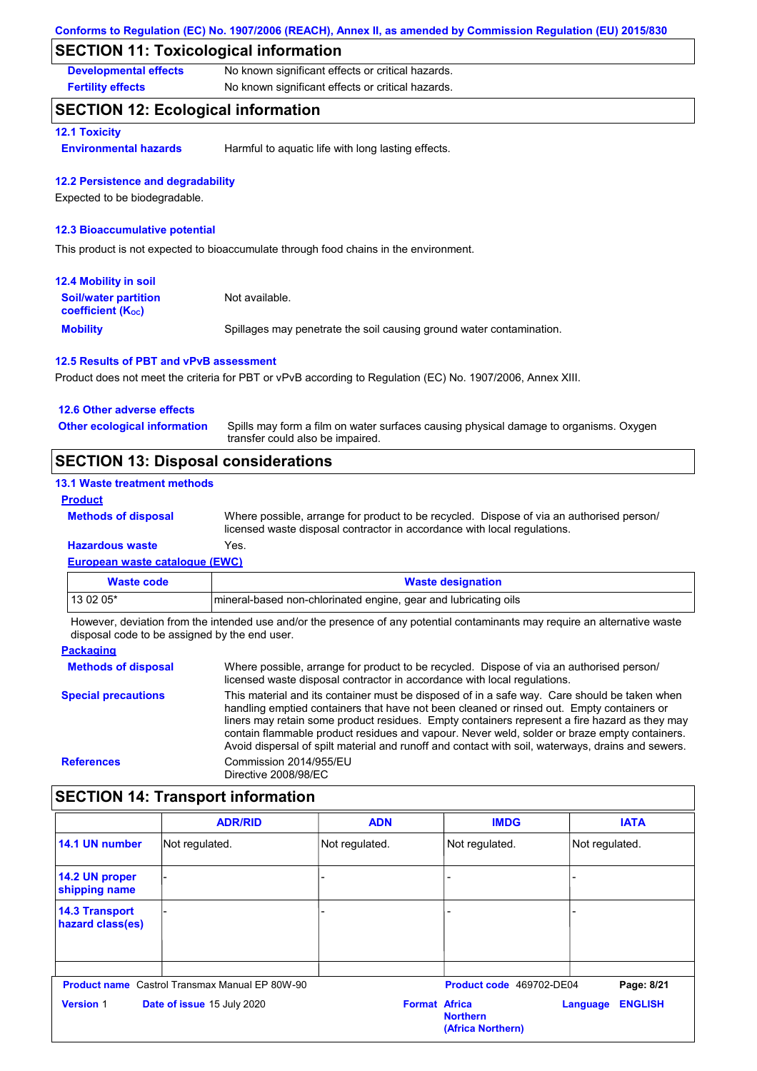Conforms to Regulation (EC) No. 1907/2006 (REACH), Annex II, as amended by Commission Regulation (EU) 2015/830

## SECTION 11: Toxicological information

**Developmental effects** No known significant effects or critical hazards.

**Fertility effects** No known significant effects or critical hazards.

## SECTION 12: Ecological information

### 12.1 Toxicity

**Environmental hazards** Harmful to aquatic life with long lasting effects.

### 12.2 Persistence and degradability

Expected to be biodegradable.

### 12.3 Bioaccumulative potential

This product is not expected to bioaccumulate through food chains in the environment.

### 12.4 Mobility in soil

**Soil/water partition coefficient ($K_{OC}$)** Not available.

**Mobility** Spillages may penetrate the soil causing ground water contamination.

### 12.5 Results of PBT and vPvB assessment

Product does not meet the criteria for PBT or vPvB according to Regulation (EC) No. 1907/2006, Annex XIII.

### 12.6 Other adverse effects

**Other ecological information** Spills may form a film on water surfaces causing physical damage to organisms. Oxygen transfer could also be impaired.

## SECTION 13: Disposal considerations

### 13.1 Waste treatment methods

**Product**

**Methods of disposal** Where possible, arrange for product to be recycled. Dispose of via an authorised person/ licensed waste disposal contractor in accordance with local regulations.

**Hazardous waste** Yes.

**European waste catalogue (EWC)**

| Waste code | Waste designation |
|---|---|
| 13 02 05* | mineral-based non-chlorinated engine, gear and lubricating oils |

However, deviation from the intended use and/or the presence of any potential contaminants may require an alternative waste disposal code to be assigned by the end user.

**Packaging**

**Methods of disposal** Where possible, arrange for product to be recycled. Dispose of via an authorised person/ licensed waste disposal contractor in accordance with local regulations.

**Special precautions** This material and its container must be disposed of in a safe way. Care should be taken when handling emptied containers that have not been cleaned or rinsed out. Empty containers or liners may retain some product residues. Empty containers represent a fire hazard as they may contain flammable product residues and vapour. Never weld, solder or braze empty containers. Avoid dispersal of spilt material and runoff and contact with soil, waterways, drains and sewers.

**References** Commission 2014/955/EU
Directive 2008/98/EC

## SECTION 14: Transport information

| | ADR/RID | ADN | IMDG | IATA |
|---|---|---|---|---|
| 14.1 UN number | Not regulated. | Not regulated. | Not regulated. | Not regulated. |
| 14.2 UN proper shipping name | - | - | - | - |
| 14.3 Transport hazard class(es) | - | - | - | - |

**Product name** Castrol Transmax Manual EP 80W-90 **Product code** 469702-DE04
**Version** 1 **Date of issue** 15 July 2020 **Format** Africa Northern (Africa Northern) **Language** ENGLISH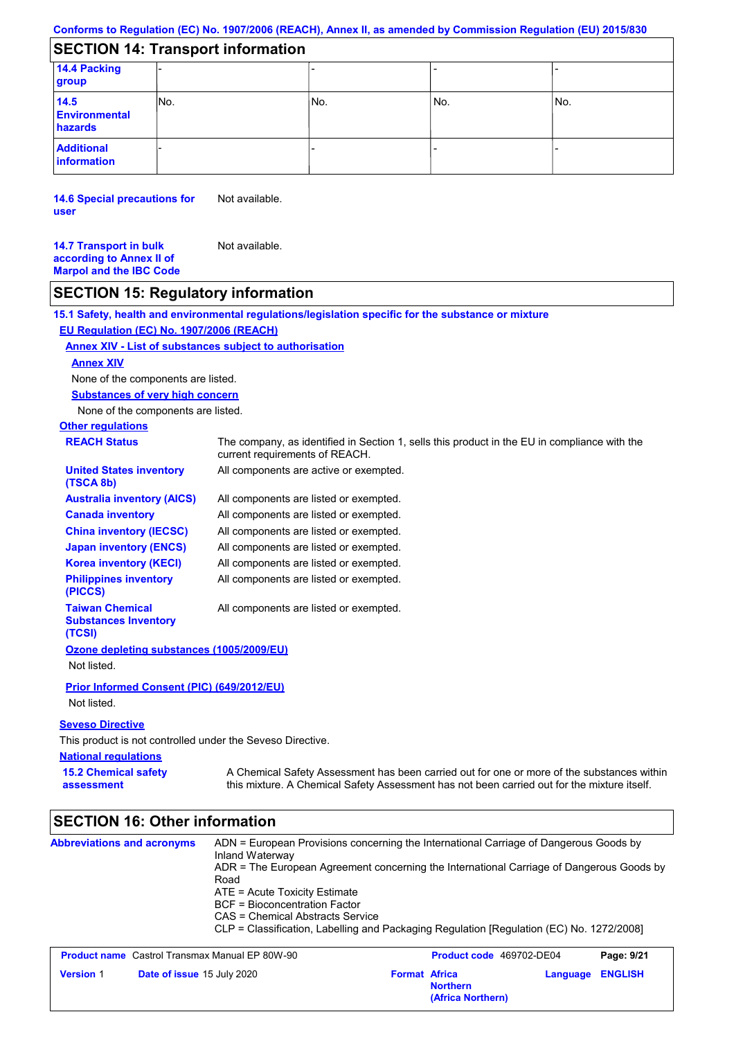## SECTION 14: Transport information

| | | | | |
|---|---|---|---|---|
| **14.4 Packing group** | - | - | - | - |
| **14.5 Environmental hazards** | No. | No. | No. | No. |
| **Additional information** | - | - | - | - |

**14.6 Special precautions for user** Not available.

**14.7 Transport in bulk according to Annex II of Marpol and the IBC Code** Not available.

## SECTION 15: Regulatory information

**15.1 Safety, health and environmental regulations/legislation specific for the substance or mixture**

**EU Regulation (EC) No. 1907/2006 (REACH)**

**Annex XIV - List of substances subject to authorisation**

**Annex XIV**

None of the components are listed.

**Substances of very high concern**

None of the components are listed.

**Other regulations**

| | |
|---|---|
| **REACH Status** | The company, as identified in Section 1, sells this product in the EU in compliance with the current requirements of REACH. |
| **United States inventory (TSCA 8b)** | All components are active or exempted. |
| **Australia inventory (AICS)** | All components are listed or exempted. |
| **Canada inventory** | All components are listed or exempted. |
| **China inventory (IECSC)** | All components are listed or exempted. |
| **Japan inventory (ENCS)** | All components are listed or exempted. |
| **Korea inventory (KECI)** | All components are listed or exempted. |
| **Philippines inventory (PICCS)** | All components are listed or exempted. |
| **Taiwan Chemical Substances Inventory (TCSI)** | All components are listed or exempted. |

**Ozone depleting substances (1005/2009/EU)**

Not listed.

**Prior Informed Consent (PIC) (649/2012/EU)**

Not listed.

**Seveso Directive**

This product is not controlled under the Seveso Directive.

**National regulations**

**15.2 Chemical safety assessment** A Chemical Safety Assessment has been carried out for one or more of the substances within this mixture. A Chemical Safety Assessment has not been carried out for the mixture itself.

## SECTION 16: Other information

**Abbreviations and acronyms**

ADN = European Provisions concerning the International Carriage of Dangerous Goods by Inland Waterway
ADR = The European Agreement concerning the International Carriage of Dangerous Goods by Road
ATE = Acute Toxicity Estimate
BCF = Bioconcentration Factor
CAS = Chemical Abstracts Service
CLP = Classification, Labelling and Packaging Regulation [Regulation (EC) No. 1272/2008]

| | | | |
|---|---|---|---|
| **Product name** Castrol Transmax Manual EP 80W-90 | | **Product code** 469702-DE04 | |
| **Version** 1 | **Date of issue** 15 July 2020 | **Format** Africa Northern (Africa Northern) | **Language** ENGLISH |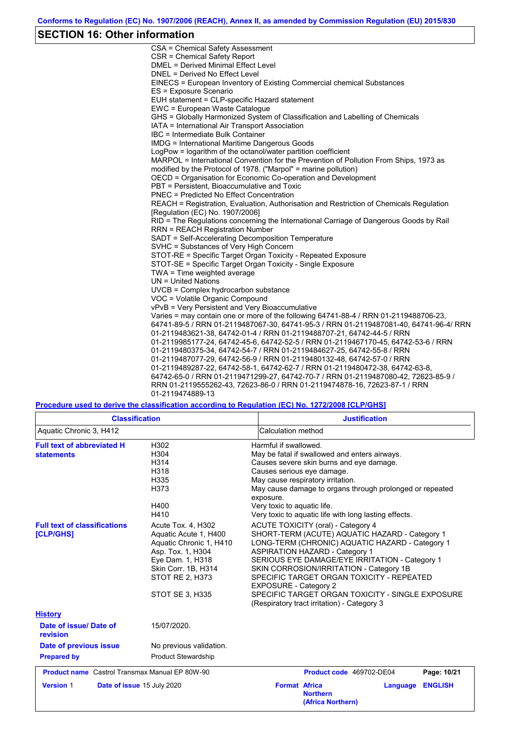## SECTION 16: Other information

CSA = Chemical Safety Assessment
CSR = Chemical Safety Report
DMEL = Derived Minimal Effect Level
DNEL = Derived No Effect Level
EINECS = European Inventory of Existing Commercial chemical Substances
ES = Exposure Scenario
EUH statement = CLP-specific Hazard statement
EWC = European Waste Catalogue
GHS = Globally Harmonized System of Classification and Labelling of Chemicals
IATA = International Air Transport Association
IBC = Intermediate Bulk Container
IMDG = International Maritime Dangerous Goods
LogPow = logarithm of the octanol/water partition coefficient
MARPOL = International Convention for the Prevention of Pollution From Ships, 1973 as modified by the Protocol of 1978. ("Marpol" = marine pollution)
OECD = Organisation for Economic Co-operation and Development
PBT = Persistent, Bioaccumulative and Toxic
PNEC = Predicted No Effect Concentration
REACH = Registration, Evaluation, Authorisation and Restriction of Chemicals Regulation [Regulation (EC) No. 1907/2006]
RID = The Regulations concerning the International Carriage of Dangerous Goods by Rail
RRN = REACH Registration Number
SADT = Self-Accelerating Decomposition Temperature
SVHC = Substances of Very High Concern
STOT-RE = Specific Target Organ Toxicity - Repeated Exposure
STOT-SE = Specific Target Organ Toxicity - Single Exposure
TWA = Time weighted average
UN = United Nations
UVCB = Complex hydrocarbon substance
VOC = Volatile Organic Compound
vPvB = Very Persistent and Very Bioaccumulative
Varies = may contain one or more of the following 64741-88-4 / RRN 01-2119488706-23, 64741-89-5 / RRN 01-2119487067-30, 64741-95-3 / RRN 01-2119487081-40, 64741-96-4/ RRN 01-2119483621-38, 64742-01-4 / RRN 01-2119488707-21, 64742-44-5 / RRN 01-2119985177-24, 64742-45-6, 64742-52-5 / RRN 01-2119467170-45, 64742-53-6 / RRN 01-2119480375-34, 64742-54-7 / RRN 01-2119484627-25, 64742-55-8 / RRN 01-2119487077-29, 64742-56-9 / RRN 01-2119480132-48, 64742-57-0 / RRN 01-2119489287-22, 64742-58-1, 64742-62-7 / RRN 01-2119480472-38, 64742-63-8, 64742-65-0 / RRN 01-2119471299-27, 64742-70-7 / RRN 01-2119487080-42, 72623-85-9 / RRN 01-2119555262-43, 72623-86-0 / RRN 01-2119474878-16, 72623-87-1 / RRN 01-2119474889-13

**Procedure used to derive the classification according to Regulation (EC) No. 1272/2008 [CLP/GHS]**

| Classification | Justification |
|---|---|
| Aquatic Chronic 3, H412 | Calculation method |

**Full text of abbreviated H statements**

| | |
|---|---|
| H302 | Harmful if swallowed. |
| H304 | May be fatal if swallowed and enters airways. |
| H314 | Causes severe skin burns and eye damage. |
| H318 | Causes serious eye damage. |
| H335 | May cause respiratory irritation. |
| H373 | May cause damage to organs through prolonged or repeated exposure. |
| H400 | Very toxic to aquatic life. |
| H410 | Very toxic to aquatic life with long lasting effects. |

**Full text of classifications [CLP/GHS]**

| | |
|---|---|
| Acute Tox. 4, H302 | ACUTE TOXICITY (oral) - Category 4 |
| Aquatic Acute 1, H400 | SHORT-TERM (ACUTE) AQUATIC HAZARD - Category 1 |
| Aquatic Chronic 1, H410 | LONG-TERM (CHRONIC) AQUATIC HAZARD - Category 1 |
| Asp. Tox. 1, H304 | ASPIRATION HAZARD - Category 1 |
| Eye Dam. 1, H318 | SERIOUS EYE DAMAGE/EYE IRRITATION - Category 1 |
| Skin Corr. 1B, H314 | SKIN CORROSION/IRRITATION - Category 1B |
| STOT RE 2, H373 | SPECIFIC TARGET ORGAN TOXICITY - REPEATED EXPOSURE - Category 2 |
| STOT SE 3, H335 | SPECIFIC TARGET ORGAN TOXICITY - SINGLE EXPOSURE (Respiratory tract irritation) - Category 3 |

**History**

**Date of issue/ Date of revision:** 15/07/2020.

**Date of previous issue:** No previous validation.

**Prepared by:** Product Stewardship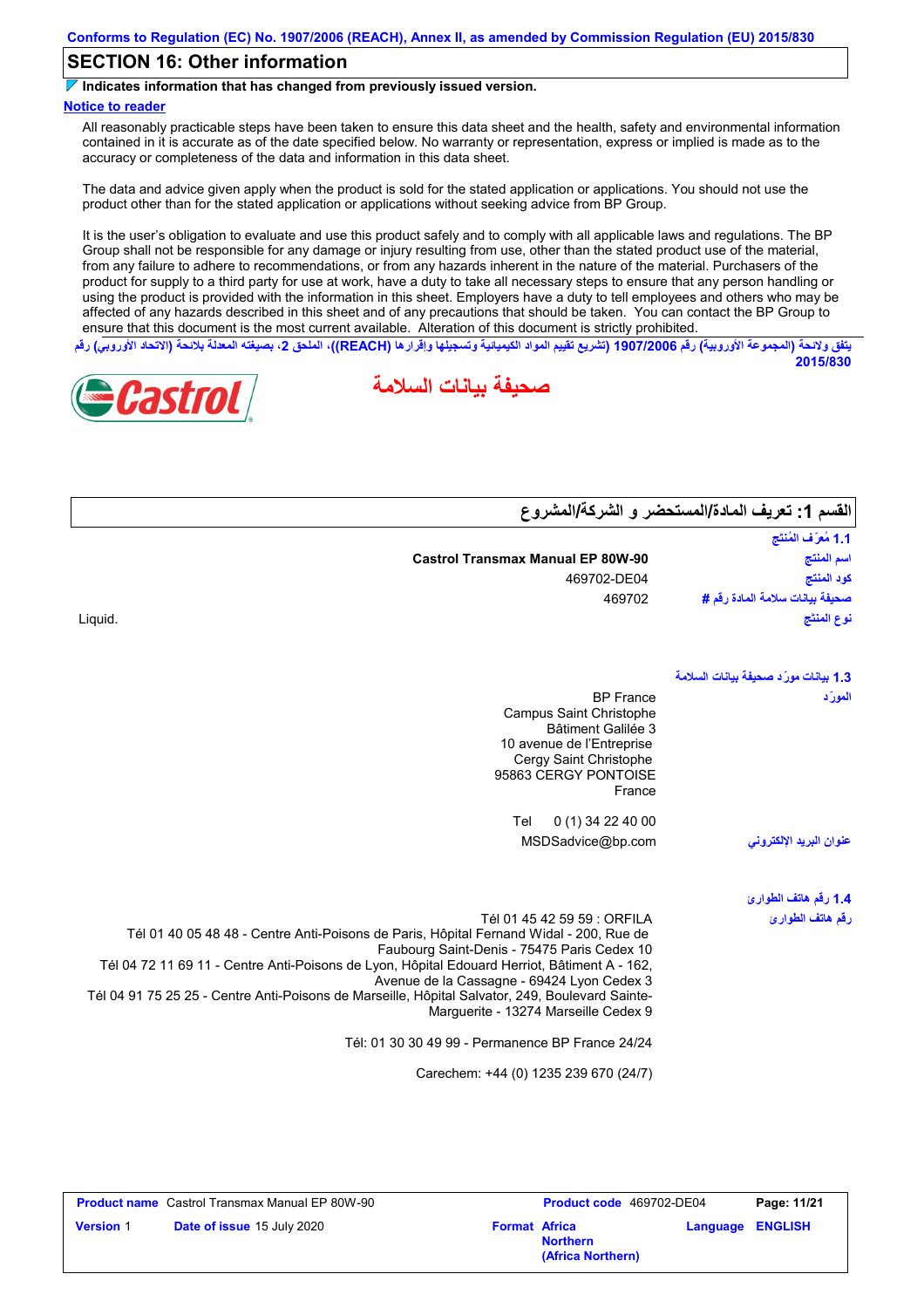Conforms to Regulation (EC) No. 1907/2006 (REACH), Annex II, as amended by Commission Regulation (EU) 2015/830

## SECTION 16: Other information

Indicates information that has changed from previously issued version.

**Notice to reader**

All reasonably practicable steps have been taken to ensure this data sheet and the health, safety and environmental information contained in it is accurate as of the date specified below. No warranty or representation, express or implied is made as to the accuracy or completeness of the data and information in this data sheet.

The data and advice given apply when the product is sold for the stated application or applications. You should not use the product other than for the stated application or applications without seeking advice from BP Group.

It is the user's obligation to evaluate and use this product safely and to comply with all applicable laws and regulations. The BP Group shall not be responsible for any damage or injury resulting from use, other than the stated product use of the material, from any failure to adhere to recommendations, or from any hazards inherent in the nature of the material. Purchasers of the product for supply to a third party for use at work, have a duty to take all necessary steps to ensure that any person handling or using the product is provided with the information in this sheet. Employers have a duty to tell employees and others who may be affected of any hazards described in this sheet and of any precautions that should be taken. You can contact the BP Group to ensure that this document is the most current available. Alteration of this document is strictly prohibited.

يتفق ولائحة (المجموعة الأوروبية) رقم 1907/2006 (تشريع تقييم المواد الكيميائية وتسجيلها وإقرارها (REACH))، الملحق 2، بصيغته المعدلة بلائحة (الاتحاد الأوروبي) رقم 2015/830

Castrol

# صحيفة بيانات السلامة

## القسم 1: تعريف المادة/المستحضر و الشركة/المشروع

**1.1 مُعرِّف المُنتَج**

| | |
|---|---|
| اسم المنتج | **Castrol Transmax Manual EP 80W-90** |
| كود المنتج | 469702-DE04 |
| صحيفة بيانات سلامة المادة رقم # | 469702 |
| نوع المنتَج | Liquid. |

**1.3 بيانات مورِّد صحيفة بيانات السلامة**

المورِّد

BP France
Campus Saint Christophe
Bâtiment Galilée 3
10 avenue de l'Entreprise
Cergy Saint Christophe
95863 CERGY PONTOISE
France

Tel 0 (1) 34 22 40 00

عنوان البريد الإلكتروني: MSDSadvice@bp.com

**1.4 رقم هاتف الطوارئ**

رقم هاتف الطوارئ

Tél 01 45 42 59 59 : ORFILA
Tél 01 40 05 48 48 - Centre Anti-Poisons de Paris, Hôpital Fernand Widal - 200, Rue de Faubourg Saint-Denis - 75475 Paris Cedex 10
Tél 04 72 11 69 11 - Centre Anti-Poisons de Lyon, Hôpital Edouard Herriot, Bâtiment A - 162, Avenue de la Cassagne - 69424 Lyon Cedex 3
Tél 04 91 75 25 25 - Centre Anti-Poisons de Marseille, Hôpital Salvator, 249, Boulevard Sainte-Marguerite - 13274 Marseille Cedex 9

Tél: 01 30 30 49 99 - Permanence BP France 24/24

Carechem: +44 (0) 1235 239 670 (24/7)

| Product name | Castrol Transmax Manual EP 80W-90 | Product code | 469702-DE04 |
|---|---|---|---|
| Version | 1 | Date of issue | 15 July 2020 |
| Format | Africa Northern (Africa Northern) | Language | ENGLISH |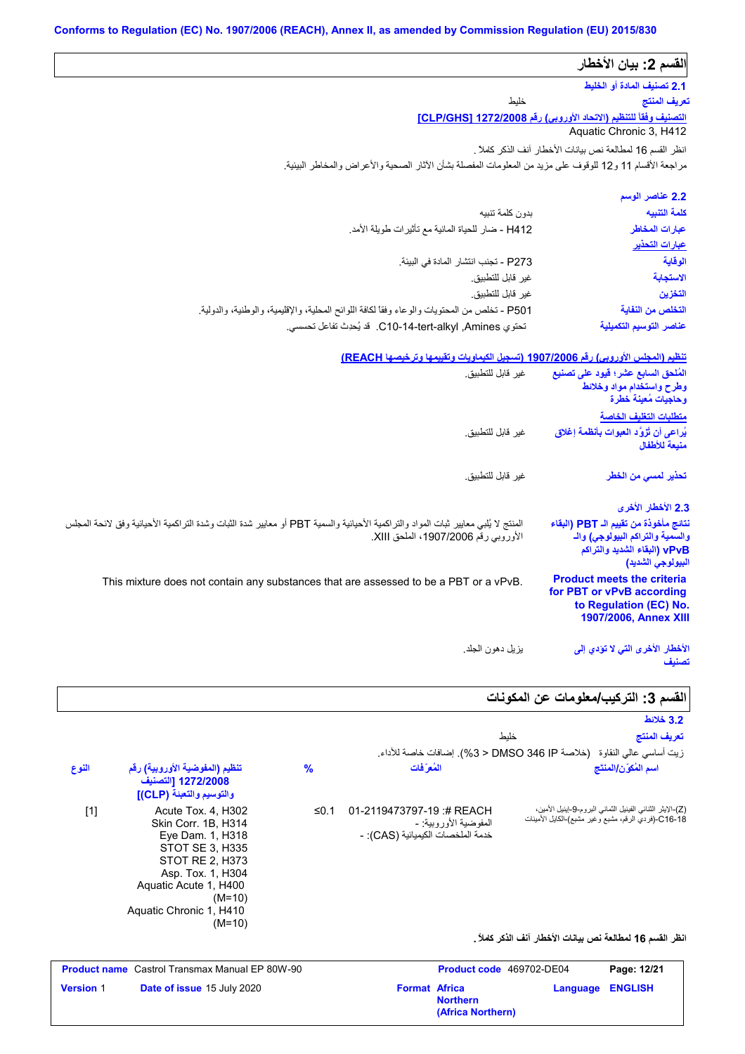Conforms to Regulation (EC) No. 1907/2006 (REACH), Annex II, as amended by Commission Regulation (EU) 2015/830

## القسم 2: بيان الأخطار

### 2.1 تصنيف المادة أو الخليط

**تعريف المنتج** خليط

**التصنيف وفقاً للتنظيم (الاتحاد الأوروبي) رقم 1272/2008 [CLP/GHS]**

Aquatic Chronic 3, H412

انظر القسم 16 لمطالعة نص بيانات الأخطار آنف الذكر كاملاً .

مراجعة الأقسام 11 و12 للوقوف على مزيد من المعلومات المفصلة بشأن الآثار الصحية والأعراض والمخاطر البيئية.

### 2.2 عناصر الوسم

**كلمة التنبيه** بدون كلمة تنبيه

**عبارات المخاطر** H412 - ضار للحياة المائية مع تأثيرات طويلة الأمد.

**عبارات التحذير**

**الوقاية** P273 - تجنب انتشار المادة في البيئة.

**الاستجابة** غير قابل للتطبيق.

**التخزين** غير قابل للتطبيق.

**التخلص من النفاية** P501 - تخلص من المحتويات والوعاء وفقاً لكافة اللوائح المحلية، والإقليمية، والوطنية، والدولية.

**عناصر التوسيم التكميلية** تحتوي Amines, C10-14-tert-alkyl. قد يُحدث تفاعل تحسسي.

**تنظيم (المجلس الأوروبي) رقم 1907/2006 (تسجيل الكيماويات وتقييمها وترخيصها REACH)**

**المُلحق السابع عشر؛ قيود على تصنيع وطرح واستخدام مواد وخلائط وحاجيات مُعينة خطرة** غير قابل للتطبيق.

**متطلبات التغليف الخاصة**

**يُراعى أن تُزوَّد العبوات بأنظمة إغلاق منيعة للأطفال** غير قابل للتطبيق.

**تحذير لمسي من الخطر** غير قابل للتطبيق.

### 2.3 الأخطار الأخرى

**نتائج مأخوذة من تقييم الـ PBT (البقاء والسمية والتراكم البيولوجي) والـ vPvB (البقاء الشديد والتراكم البيولوجي الشديد)** المنتج لا يُلبي معايير ثبات المواد والتراكمية الأحيائية والسمية PBT أو معايير شدة الثبات وشدة التراكمية الأحيائية وفق لائحة المجلس الأوروبي رقم 1907/2006، الملحق XIII.

**Product meets the criteria for PBT or vPvB according to Regulation (EC) No. 1907/2006, Annex XIII** This mixture does not contain any substances that are assessed to be a PBT or a vPvB.

**الأخطار الأخرى التي لا تؤدي إلى تصنيف** يزيل دهون الجلد.

## القسم 3: التركيب/معلومات عن المكونات

### 3.2 خلائط

**تعريف المنتج** خليط

زيت أساسي عالي النقاوة (خلاصة DMSO 346 IP < 3%). إضافات خاصة للأداء.

| اسم المُكوّن/المنتج | المُعرّفات | % | تنظيم (المفوضية الأوروبية) رقم 1272/2008 [التصنيف والتوسيم والتعبئة (CLP)] | النوع |
|---|---|---|---|---|
| (Z)-الإيثر الثنائي الفينيل الثماني البروم-9-إيثيل الأمين، C16-18-(فردي الرقم، مشبع وغير مشبع)-الكايل الأمينات | REACH #: 01-2119473797-19<br>المفوضية الأوروبية: -<br>خدمة الملخصات الكيميائية (CAS): - | ≤0.1 | Acute Tox. 4, H302<br>Skin Corr. 1B, H314<br>Eye Dam. 1, H318<br>STOT SE 3, H335<br>STOT RE 2, H373<br>Asp. Tox. 1, H304<br>Aquatic Acute 1, H400 (M=10)<br>Aquatic Chronic 1, H410 (M=10) | [1] |

**انظر القسم 16 لمطالعة نص بيانات الأخطار آنف الذكر كاملاً .**

| **Product name** Castrol Transmax Manual EP 80W-90 | **Product code** 469702-DE04 | **Page:** 12/21 |
|---|---|---|
| **Version** 1 **Date of issue** 15 July 2020 | **Format** Africa Northern (Africa Northern) | **Language** ENGLISH |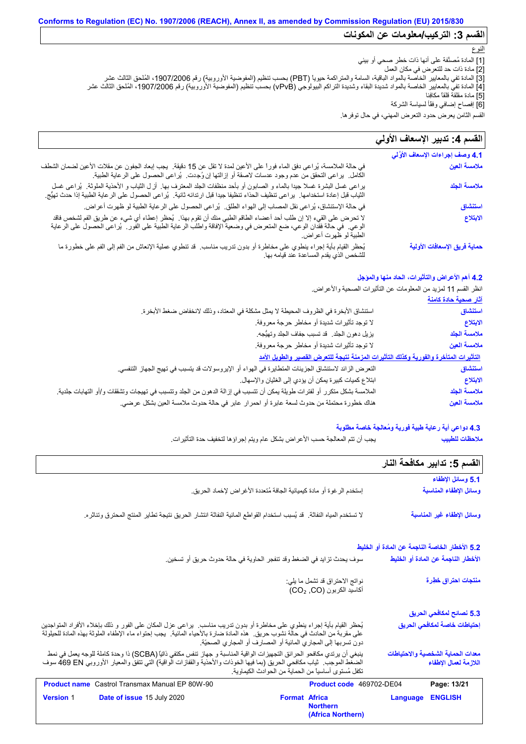Conforms to Regulation (EC) No. 1907/2006 (REACH), Annex II, as amended by Commission Regulation (EU) 2015/830

## القسم 3: التركيب/معلومات عن المكونات

النوع

[1] المادة مُصنَّفة على أنها ذات خطر صحي أو بيئي
[2] مادة ذات حد للتعرض في مكان العمل
[3] المادة تفي بالمعايير الخاصة بالمواد الباقية، السامة والمتراكمة حيوياً (PBT) بحسب تنظيم (المفوضية الأوروبية) رقم 1907/2006، المُلحق الثالث عشر
[4] المادة تفي بالمعايير الخاصة بالمواد شديدة البقاء وشديدة التراكم البيولوجي (vPvB) بحسب تنظيم (المفوضية الأوروبية) رقم 1907/2006، المُلحق الثالث عشر
[5] مادة مقلقة قلقاً مكافِئا
[6] إفصاح إضافي وفقاً لسياسة الشركة

القسم الثامن يعرض حدود التعرض المهني، في حال توفرها.

## القسم 4: تدبير الإسعاف الأولي

### 4.1 وصف إجراءات الإسعاف الأوَّلي

**ملامسة العين**
في حالة الملامسة، يُراعى دفق الماء فوراً على الأعين لمدة لا تقل عن 15 دقيقة. يجب إبعاد الجفون عن مقلات الأعين لضمان الشطف الكامل. يراعى التحقق من عدم وجود عدسات لاصقة أو إزالتها إن وُجِدت. يُراعى الحصول على الرعاية الطبية.

**ملامسة الجلد**
يراعى غسل البشرة غسلا جيدا بالماء و الصابون أو بأحد منظفات الجلد المعترف بها. أز ل الثياب و الأحذية الملوثة. يُراعى غسل الثياب قبل إعادة استخدامها. يراعى تنظيف الحذاء تنظيفا جيدا قبل ارتدائه ثانية. يُراعى الحصول على الرعاية الطبية إذا حدث تهيُّج.

**استنشاق**
في حالة الإستنشاق، يُراعى نقل المصاب إلى الهواء الطلق. يُراعى الحصول على الرعاية الطبية لو ظهرت أعراض.

**الابتلاع**
لا تحرض على القيء إلا إن طلب أحد أعضاء الطاقم الطبي منك أن تقوم بهذا. يُحظر إعطاء أي شيء عن طريق الفم لشخص فاقد الوعي. في حالة فقدان الوعي، ضع المتعرض في وضعية الإفاقة واطلب الرعاية الطبية على الفور. يُراعى الحصول على الرعاية الطبية لو ظهرت أعراض.

**حماية فريق الإسعافات الأولية**
يُحظر القيام بأية إجراء ينطوي على مخاطرة أو بدون تدريب مناسب. قد تنطوي عملية الإنعاش من الفم إلى الفم على خطورة ما للشخص الذي يقدم المساعدة عند قيامه بها.

### 4.2 أهم الأعراض والتأثيرات، الحاد منها والمؤجل

انظر القسم 11 لمزيد من المعلومات عن التأثيرات الصحية والأعراض.

**آثار صحية حادة كامنة**

**استنشاق**
استنشاق الأبخرة في الظروف المحيطة لا يمثل مشكلة في المعتاد، وذلك لانخفاض ضغط الأبخرة.

**الابتلاع**
لا توجد تأثيرات شديدة أو مخاطر حرجة معروفة.

**ملامسة الجلد**
يزيل دهون الجلد. قد تسبب جفاف الجلد وتهيُّجه.

**ملامسة العين**
لا توجد تأثيرات شديدة أو مخاطر حرجة معروفة.

**التأثيرات المتأخرة والفورية وكذلك التأثيرات المزمنة نتيجة للتعرض القصير والطويل الأمد**

**استنشاق**
التعرض الزائد لاستنشاق الجزيئات المتطايرة في الهواء أو الإيروسولات قد يتسبب في تهيج الجهاز التنفسي.

**الابتلاع**
ابتلاع كميات كبيرة يمكن أن يؤدي إلى الغثيان والإسهال.

**ملامسة الجلد**
الملامسة بشكل متكرر أو لفترات طويلة يمكن أن تتسبب في إزالة الدهون من الجلد وتتسبب في تهيجات وتشققات و/أو التهابات جلدية.

**ملامسة العين**
هناك خطورة محتملة من حدوث لسعة عابرة أو احمرار عابر في حالة حدوث ملامسة العين بشكل عرضي.

### 4.3 دواعي أية رعاية طبية فورية ومُعالجة خاصة مطلوبة

**ملاحظات للطبيب**
يجب أن تتم المعالجة حسب الأعراض بشكل عام ويتم إجراؤها لتخفيف حدة التأثيرات.

## القسم 5: تدابير مكافحة النار

### 5.1 وسائل الإطفاء

**وسائل الإطفاء المناسبة**
إستخدم الرغوة أو مادة كيميائية الجافة مُتعددة الأغراض لإخماد الحريق.

**وسائل الإطفاء غير المناسبة**
لا تستخدم المياه النفاثة. قد يُسبب استخدام القواطع المائية النفاثة انتشار الحريق نتيجة تطاير المنتج المحترق وتناثره.

### 5.2 الأخطار الخاصة الناجمة عن المادة أو الخليط

**الأخطار الناجمة عن المادة أو الخليط**
سوف يحدث تزايد في الضغط وقد تنفجر الحاوية في حالة حدوث حريق أو تسخين.

**منتجات احتراق خطِرة**
نواتج الاحتراق قد تشمل ما يلي:
أكاسيد الكربون ($CO$, $CO_2$)

### 5.3 نصائح لمكافحي الحريق

**إحتياطات خاصة لمكافحي الحريق**
يُحظر القيام بأية إجراء ينطوي على مخاطرة أو بدون تدريب مناسب. يراعى عزل المكان على الفور و ذلك بإخلاء الأفراد المتواجدين على مقربة من الحادث في حالة نشوب حريق. هذه المادة ضارة بالأحياء المائية. يجب إحتواء ماء الإطفاء الملوثة بهذه المادة للحيلولة دون تسربها إلى المجاري المائية أو المصارف أو المجاري الصحيّة.

**معدات الحماية الشخصية والاحتياطات اللازمة لعمال الإطفاء**
ينبغي أن يرتدي مكافحو الحرائق التجهيزات الواقية المناسبة و جهاز تنفس مكتفي ذاتيّاً (SCBA) ذا وحدة كاملة للوجه يعمل في نمط الضغط الموجب. ثياب مكافحي الحريق (بما فيها الخوذات والأحذية والقفازات الواقية) التي تتفق والمعيار الأوروبي EN 469 سوف تكفل مُستوى أساسياً من الحماية من الحوادث الكيماوية.

| **Product name** Castrol Transmax Manual EP 80W-90 | **Product code** 469702-DE04 | **Page:** 13/21 |
|---|---|---|
| **Version** 1 **Date of issue** 15 July 2020 | **Format** Africa Northern (Africa Northern) | **Language** ENGLISH |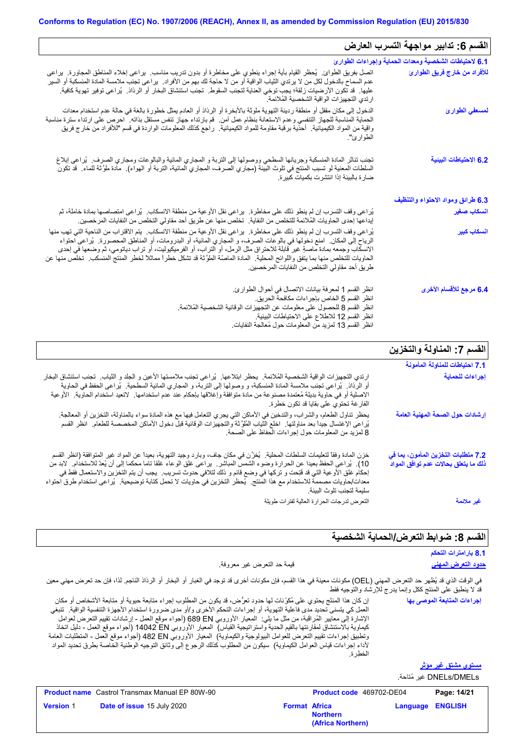## القسم 6: تدابير مواجهة التسرب العارض

### 6.1 لاحتياطات الشخصية ومعدات الحماية وإجراءات الطوارئ

**للأفراد من خارج فريق الطوارئ**

اتصل بفريق الطوارئ. يُحظر القيام بأية إجراء ينطوي على مخاطرة أو بدون تدريب مناسب. يراعى إخلاء المناطق المجاورة. يراعى عدم السماح بالدخول لكل من لا يرتدي الثياب الواقية أو من لا حاجة لك بهم من الأفراد. يراعى تجنب ملامسة المادة المنسكبة أو السير عليها. قد تكون الأرضيات زلقة؛ يجب توخي العناية لتجنب السقوط. تجنب استنشاق البخار أو الرذاذ. يُراعى توفير تهوية كافية. ارتدي التجهيزات الواقية الشخصية المُلائمة.

**لمسعفي الطوارئ**

الدخول إلى مكان مقفل أو منطقة رديئة التهوية ملوثة بالأبخرة أو الرذاذ أو العادم يمثل خطورة بالغة في حالة عدم استخدام معدات الحماية المناسبة للجهاز التنفسي وعدم الاستعانة بنظام عمل آمن. قم بارتداء جهاز تنفس مستقل بذاته. احرص على ارتداء سترة مناسبة واقية من المواد الكيميائية. أحذية برقبة مقاومة للمواد الكيميائية. راجع كذلك المعلومات الواردة في قسم "للأفراد من خارج فريق الطوارئ".

**6.2 الاحتياطات البيئية**

تجنب تناثر المادة المنسكبة وجريانها السطحي ووصولها إلى التربة و المجاري المائية والبالوعات ومجاري الصرف. يُراعى إبلاغ السلطات المعنية لو تسبب المنتج في تلوث البيئة (مجاري الصرف، المجاري المائية، التربة أو الهواء). مادة ملوِّثة للماء. قد تكون ضارة بالبيئة إذا انتشرت بكميات كبيرة.

### 6.3 طرائق ومواد الاحتواء والتنظيف

**انسكاب صغير**

يُراعى وقف التسرب إن لم ينطو ذلك على مخاطرة. يراعى نقل الأوعية من منطقة الانسكاب. يُراعى امتصاصها بمادة خاملة، ثم إيداعها إحدى الحاويات المُلائمة للتخلص من النفاية. تخلص منها عن طريق أحد مقاولي التخلص من النفايات المرخصين.

**انسكاب كبير**

يُراعى وقف التسرب إن لم ينطو ذلك على مخاطرة. يراعى نقل الأوعية من منطقة الانسكاب. يتم الاقتراب من الناحية التي تهب منها الرياح إلى المكان. امنع دخولها في بالوعات الصرف، و المجاري المائية، أو البدرومات، أو المناطق المحصورة. يُراعى احتواء الانسكاب وجمعه بمادة ماصة غير قابلة للاحتراق مثل الرمل، أو التراب، أو الفرميكيوليت، أو تراب دياتومي، ثم وضعها في إحدى الحاويات للتخلص منها بما يتفق واللوائح المحلية. المادة الماصّة الملوَّثة قد تشكل خطرا مماثلا لخطر المنتج المنسكب. تخلص منها عن طريق أحد مقاولي التخلص من النفايات المرخصين.

**6.4 مرجع للأقسام الأخرى**

انظر القسم 1 لمعرفة بيانات الاتصال في أحوال الطوارئ.
انظر القسم 5 الخاص بإجراءات مكافحة الحريق.
انظر القسم 8 للحصول على معلومات عن التجهيزات الوقائية الشخصية المُلائمة.
انظر القسم 12 للاطلاع على الاحتياطات البيئية.
انظر القسم 13 لمزيد من المعلومات حول مُعالجة النفايات.

## القسم 7: المناولة والتخزين

### 7.1 احتياطات للمناولة المأمونة

**إجراءات للحماية**

ارتدي التجهيزات الواقية الشخصية المُلائمة. يحظر ابتلاعها. يُراعى تجنب ملامستها الأعين و الجلد و الثياب. تجنب استنشاق البخار أو الرذاذ. يُراعى تجنب ملامسة المادة المنسكبة، و وصولها إلى التربة، و المجاري المائية السطحية. يُراعى الحفظ في الحاوية الاصلية أو في حاوية بديلة مُعتمدة مصنوعة من مادة متوافقة وإغلاقها بإحكام عند عدم استخدامها. لاتعيد استخدام الحاوية. الأوعية الفارغة تحتوي على بقايا قد تكون خطرة.

**إرشادات حول الصحة المهنية العامة**

يحظر تناول الطعام، والشراب، والتدخين في الأماكن التي يجري التعامل فيها مع هذه المادة سواء بالمناولة، التخزين أو المعالجة. يُراعى الإغتسال جيداً بعد مناولتها. اخلع الثّياب المُلوَّثة والتجهيزات الوقائية قبل دخول الأماكن المخصصة للطعام. انظر القسم 8 لمزيد من المعلومات حول إجراءات الحفاظ على الصحة.

**7.2 متطلبات التخزين المأمون، بما في ذلك ما يتعلق بحالات عدم توافق المواد**

خزن المادة وفقاً لتعليمات السلطات المحلية. يُخزَّن في مكان جاف، وبارد وجيد التهوية، بعيداً عن المواد غير المتوافقة (انظر القسم 10). يُراعى الحفظ بعيدا عن الحرارة وضوء الشمس المباشر. يراعى غلق الوعاء غلقا تاما محكما إلى أن يُعدّ للاستخدام. لابد من إحكام غلق الأوعية التي قد فُتِحت و تركها في وضع قائم و ذلك لتلافي حدوث تسريب. يجب أن يتم التخزين والاستعمال فقط في معدات/حاويات مصممة للاستخدام مع هذا المنتج. يُحظر التخزين في حاويات لا تحمل كتابة توضيحية. يُراعى استخدام طرق احتواء سليمة لتجنب تلوث البيئة.

**غير ملائمة**

التعرض لدرجات الحرارة العالية لفترات طويلة

## القسم 8: ضوابط التعرض/الحماية الشخصية

### 8.1 بارامترات التحكم

**حدود التعرض المهني**

قيمة حد التعرض غير معروفة.

في الوقت الذي قد يُظهر حد التعرض المهني (OEL) مكونات معينة في هذا القسم، فإن مكونات أخرى قد توجد في الغبار أو البخار أو الرذاذ الناجم. لذا، فإن حد تعرض مهني معين قد لا ينطبق على المنتج ككل وإنما يدرج للإرشاد والتوجيه فقط

**إجراءات المتابعة الموصى بها**

إن كان هذا المنتج يحتوي على مُكوّنات لها حدود تعرُّض، قد يكون من المطلوب إجراء متابعة حيوية أو متابعة الأشخاص أو مكان العمل كي يتسنى تحديد مدى فاعلية التهوية، أو إجراءات التحكم الأخرى و/أو مدى ضرورة استخدام الأجهزة التنفسية الواقية. تنبغي الإشارة إلى معايير المُراقبة، من مثل ما يلي: المعيار الأوروبي EN 689 (أجواء موقع العمل - إرشادات تقييم التعرض لعوامل كيماوية بالاستنشاق لمقارنتها بالقيم الحدية واستراتيجية القياس) المعيار الأوروبي EN 14042 (أجواء موقع العمل - دليل اتخاذ وتطبيق إجراءات تقييم التعرض للعوامل البيولوجية والكيماوية) المعيار الأوروبي EN 482 (أجواء موقع العمل - المتطلبات العامة لأداء إجراءات قياس العوامل الكيماوية) سيكون من المطلوب كذلك الرجوع إلى وثائق التوجيه الوطنية الخاصة بطرق تحديد المواد الخطرة.

**مستوى مشتق غير مؤثر**

DNELs/DMELs غير مُتاحة.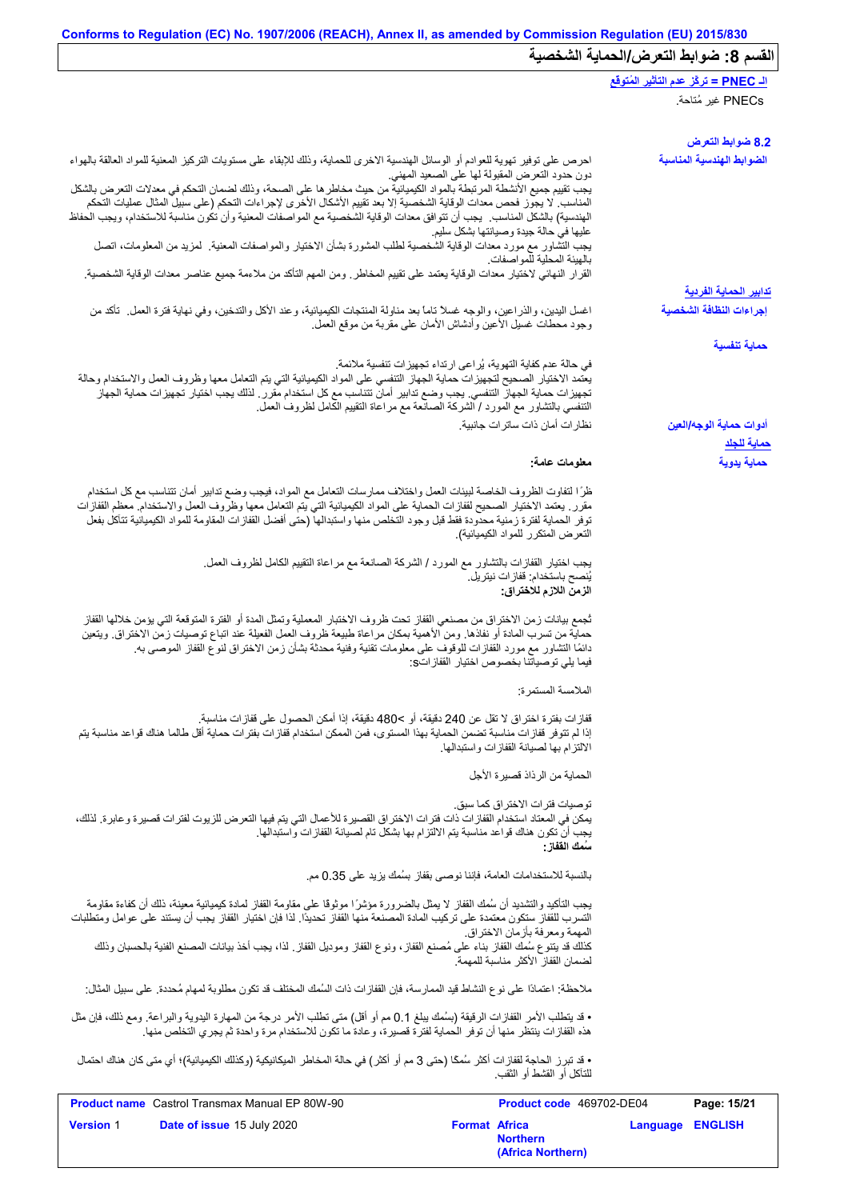## القسم 8: ضوابط التعرض/الحماية الشخصية

**الـ PNEC = تركّز عدم التأثير المُتوقع**

PNECs غير مُتاحة.

### 8.2 ضوابط التعرض

**الضوابط الهندسية المناسبة**

احرص على توفير تهوية للعوادم أو الوسائل الهندسية الاخرى للحماية، وذلك للإبقاء على مستويات التركيز المعنية للمواد العالقة بالهواء دون حدود التعرض المقبولة لها على الصعيد المهني.
يجب تقييم جميع الأنشطة المرتبطة بالمواد الكيميائية من حيث مخاطرها على الصحة، وذلك لضمان التحكم في معدلات التعرض بالشكل المناسب. لا يجوز فحص معدات الوقاية الشخصية إلا بعد تقييم الأشكال الأخرى لإجراءات التحكم (على سبيل المثال عمليات التحكم الهندسية) بالشكل المناسب. يجب أن تتوافق معدات الوقاية الشخصية مع المواصفات المعنية وأن تكون مناسبة للاستخدام، ويجب الحفاظ عليها في حالة جيدة وصيانتها بشكل سليم.
يجب التشاور مع مورد معدات الوقاية الشخصية لطلب المشورة بشأن الاختيار والمواصفات المعنية. لمزيد من المعلومات، اتصل بالهيئة المحلية للمواصفات.
القرار النهائي لاختيار معدات الوقاية يعتمد على تقييم المخاطر. ومن المهم التأكد من ملاءمة جميع عناصر معدات الوقاية الشخصية.

**تدابير الحماية الفردية**

**إجراءات النظافة الشخصية**

اغسل اليدين، والذراعين، والوجه غسلاً تاماً بعد مناولة المنتجات الكيميائية، وعند الأكل والتدخين، وفي نهاية فترة العمل. تأكد من وجود محطات غسيل الأعين وأدشاش الأمان على مقربة من موقع العمل.

**حماية تنفسية**

في حالة عدم كفاية التهوية، يُراعى ارتداء تجهيزات تنفسية ملائمة.
يعتمد الاختيار الصحيح لتجهيزات حماية الجهاز التنفسي على المواد الكيميائية التي يتم التعامل معها وظروف العمل والاستخدام وحالة تجهيزات حماية الجهاز التنفسي. يجب وضع تدابير أمان تتناسب مع كل استخدام مقرر. لذلك يجب اختيار تجهيزات حماية الجهاز التنفسي بالتشاور مع المورد / الشركة الصانعة مع مراعاة التقييم الكامل لظروف العمل.

**أدوات حماية الوجه/العين**

نظارات أمان ذات ساترات جانبية.

**حماية للجلد**

**حماية يدوية**

**معلومات عامة:**

ظرًا لتفاوت الظروف الخاصة لبيئات العمل واختلاف ممارسات التعامل مع المواد، فيجب وضع تدابير أمان تتناسب مع كل استخدام مقرر. يعتمد الاختيار الصحيح لقفازات الحماية على المواد الكيميائية التي يتم التعامل معها وظروف العمل والاستخدام. معظم القفازات توفر الحماية لفترة زمنية محدودة فقط قبل وجود التخلص منها واستبدالها (حتى أفضل القفازات المقاومة للمواد الكيميائية تتآكل بفعل التعرض المتكرر للمواد الكيميائية).

يجب اختيار القفازات بالتشاور مع المورد / الشركة الصانعة مع مراعاة التقييم الكامل لظروف العمل.
يُنصح باستخدام: قفازات نيتريل.
**الزمن اللازم للاختراق:**

تُجمع بيانات زمن الاختراق من مصنعي القفاز تحت ظروف الاختبار المعملية وتمثل المدة أو الفترة المتوقعة التي يؤمن خلالها القفاز حماية من تسرب المادة أو نفاذها. ومن الأهمية بمكان مراعاة طبيعة ظروف العمل الفعيلة عند اتباع توصيات زمن الاختراق. ويتعين دائمًا التشاور مع مورد القفازات للوقوف على معلومات تقنية وفنية محدثة بشأن زمن الاختراق لنوع القفاز الموصى به.
فيما يلي توصياتنا بخصوص اختيار القفازاتs:

الملامسة المستمرة:

قفازات بفترة اختراق لا تقل عن 240 دقيقة، أو >480 دقيقة، إذا أمكن الحصول على قفازات مناسبة.
إذا لم تتوفر قفازات مناسبة تضمن الحماية بهذا المستوى، فمن الممكن استخدام قفازات بفترات حماية أقل طالما هناك قواعد مناسبة يتم الالتزام بها لصيانة القفازات واستبدالها.

الحماية من الرذاذ قصيرة الأجل

توصيات فترات الاختراق كما سبق.
يمكن في المعتاد استخدام القفازات ذات فترات الاختراق القصيرة للأعمال التي يتم فيها التعرض للزيوت لفترات قصيرة وعابرة. لذلك، يجب أن تكون هناك قواعد مناسبة يتم الالتزام بها بشكل تام لصيانة القفازات واستبدالها.
**سُمك القفاز:**

بالنسبة للاستخدامات العامة، فإننا نوصي بقفاز بسُمك يزيد على 0.35 مم.

يجب التأكيد والتشديد أن سُمك القفاز لا يمثل بالضرورة مؤشرًا موثوقًا على مقاومة القفاز لمادة كيميائية معينة، ذلك أن كفاءة مقاومة التسرب للقفاز ستكون معتمدة على تركيب المادة المصنعة منها القفاز تحديدًا. لذا فإن اختيار القفاز يجب أن يستند على عوامل ومتطلبات المهمة ومعرفة بأزمان الاختراق.
كذلك قد يتنوع سُمك القفاز بناء على مُصنع القفاز، ونوع القفاز وموديل القفاز. لذا، يجب أخذ بيانات المصنع الفنية بالحسبان وذلك لضمان القفاز الأكثر مناسبة للمهمة.

ملاحظة: اعتمادًا على نوع النشاط قيد الممارسة، فإن القفازات ذات السُمك المختلف قد تكون مطلوبة لمهام مُحددة. على سبيل المثال:

• قد يتطلب الأمر القفازات الرقيقة (بسُمك يبلغ 0.1 مم أو أقل) متى تطلب الأمر درجة من المهارة اليدوية والبراعة. ومع ذلك، فإن مثل هذه القفازات ينتظر منها أن توفر الحماية لفترة قصيرة، وعادة ما تكون للاستخدام مرة واحدة ثم يجري التخلص منها.

• قد تبرز الحاجة لقفازات أكثر سُمكًا (حتى 3 مم أو أكثر) في حالة المخاطر الميكانيكية (وكذلك الكيميائية)؛ أي متى كان هناك احتمال للتآكل أو القشط أو الثقب.

| Product name | Castrol Transmax Manual EP 80W-90 | Product code | 469702-DE04 |
|---|---|---|---|
| Version | 1 | Date of issue | 15 July 2020 |
| Format | Africa Northern (Africa Northern) | Language | ENGLISH |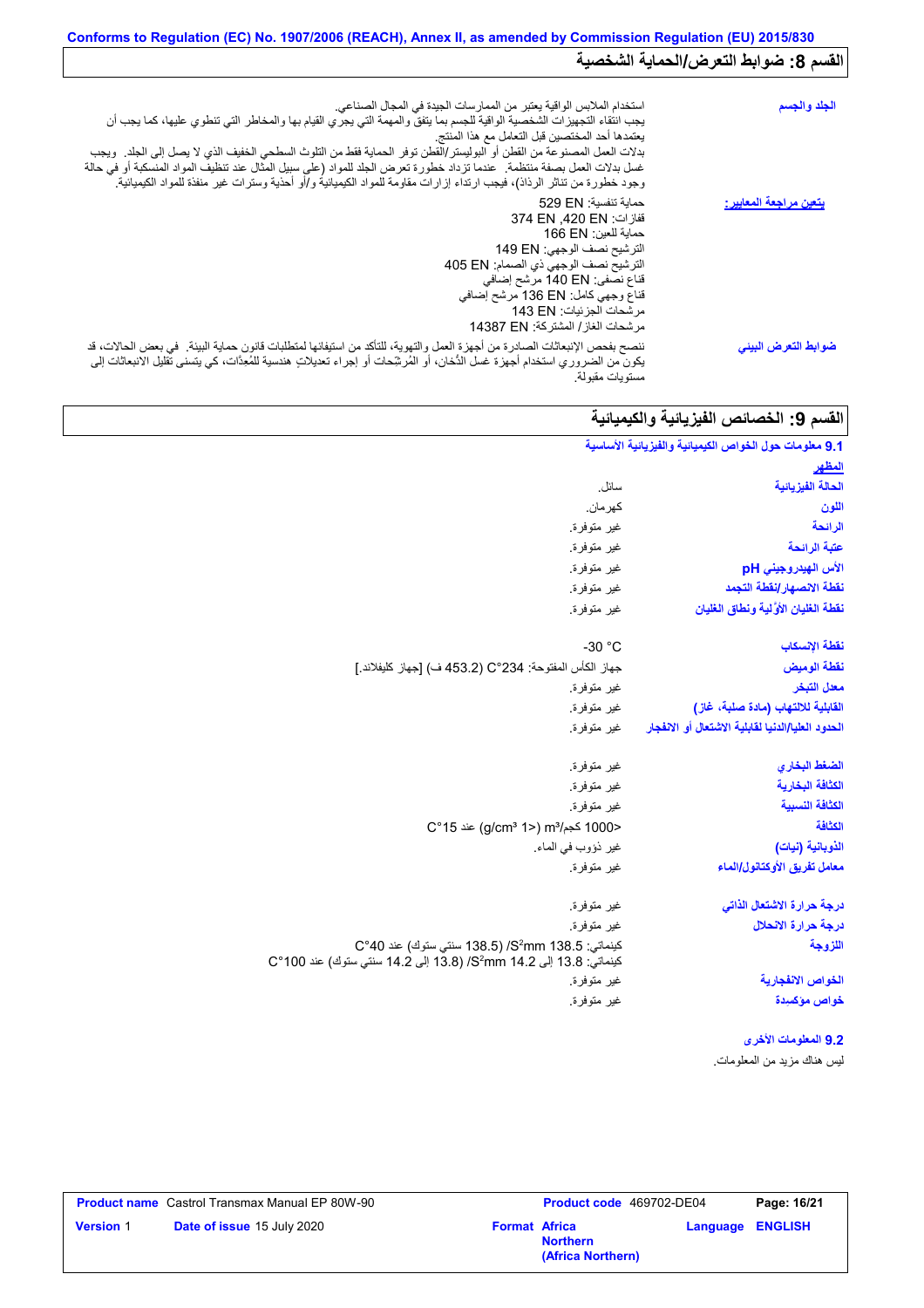## القسم 8: ضوابط التعرض/الحماية الشخصية

| | |
|---|---|
| **الجلد والجسم** | استخدام الملابس الواقية يعتبر من الممارسات الجيدة في المجال الصناعي. يجب انتقاء التجهيزات الشخصية الواقية للجسم بما يتفق والمهمة التي يجري القيام بها والمخاطر التي تنطوي عليها، كما يجب أن يعتمدها أحد المختصين قبل التعامل مع هذا المنتج. بدلات العمل المصنوعة من القطن أو البوليستر/القطن توفر الحماية فقط من التلوث السطحي الخفيف الذي لا يصل إلى الجلد. ويجب غسل بدلات العمل بصفة منتظمة. عندما تزداد خطورة تعرض الجلد للمواد (على سبيل المثال عند تنظيف المواد المنسكبة أو في حالة وجود خطورة من تناثر الرذاذ)، فيجب ارتداء إزارات مقاومة للمواد الكيميائية و/أو أحذية وسترات غير منفذة للمواد الكيميائية. |
| **يتعين مراجعة المعايير:** | حماية تنفسية: EN 529<br>قفازات: EN 420, EN 374<br>حماية للعين: EN 166<br>الترشيح نصف الوجهي: EN 149<br>الترشيح نصف الوجهي ذي الصمام: EN 405<br>قناع نصفي: EN 140 مرشح إضافي<br>قناع وجهي كامل: EN 136 مرشح إضافي<br>مرشحات الجزئيات: EN 143<br>مرشحات الغاز/ المشتركة: EN 14387 |
| **ضوابط التعرض البيئي** | ننصح بفحص الإنبعاثات الصادرة من أجهزة العمل والتهوية، للتأكد من استيفائها لمتطلبات قانون حماية البيئة. في بعض الحالات، قد يكون من الضروري استخدام أجهزة غسل الدُّخان، أو المُرشِّحات أو إجراء تعديلاتٍ هندسية للمُعِدّات، كي يتسنى تقليل الانبعاثات إلى مستويات مقبولة. |

## القسم 9: الخصائص الفيزيائية والكيميائية

### 9.1 معلومات حول الخواص الكيميائية والفيزيائية الأساسية

**المظهر**

| | |
|---|---|
| **الحالة الفيزيائية** | سائل. |
| **اللون** | كهرمان. |
| **الرائحة** | غير متوفرة. |
| **عتبة الرائحة** | غير متوفرة. |
| **الأس الهيدروجيني pH** | غير متوفرة. |
| **نقطة الانصهار/نقطة التجمد** | غير متوفرة. |
| **نقطة الغليان الأوّلية ونطاق الغليان** | غير متوفرة. |
| **نقطة الإنسكاب** | -30 °C |
| **نقطة الوميض** | جهاز الكأس المفتوحة: 234°C (453.2 ف) [جهاز كليفلاند.] |
| **معدل التبخر** | غير متوفرة. |
| **القابلية للالتهاب (مادة صلبة، غاز)** | غير متوفرة. |
| **الحدود العليا/الدنيا لقابلية الاشتعال أو الانفجار** | غير متوفرة. |
| **الضغط البخاري** | غير متوفرة. |
| **الكثافة البخارية** | غير متوفرة. |
| **الكثافة النسبية** | غير متوفرة. |
| **الكثافة** | <1000 كجم/m³ (<1 g/cm³) عند 15°C |
| **الذوبانية (نيات)** | غير ذؤوب في الماء. |
| **معامل تفريق الأوكتانول/الماء** | غير متوفرة. |
| **درجة حرارة الاشتعال الذاتي** | غير متوفرة. |
| **درجة حرارة الانحلال** | غير متوفرة. |
| **اللزوجة** | كينماتي: 138.5 $mm^2$/S (138.5 سنتي ستوك) عند 40°C<br>كينماتي: 13.8 إلى 14.2 $mm^2$/S (13.8 إلى 14.2 سنتي ستوك) عند 100°C |
| **الخواص الانفجارية** | غير متوفرة. |
| **خواص مؤكسدة** | غير متوفرة. |

### 9.2 المعلومات الأخرى

ليس هناك مزيد من المعلومات.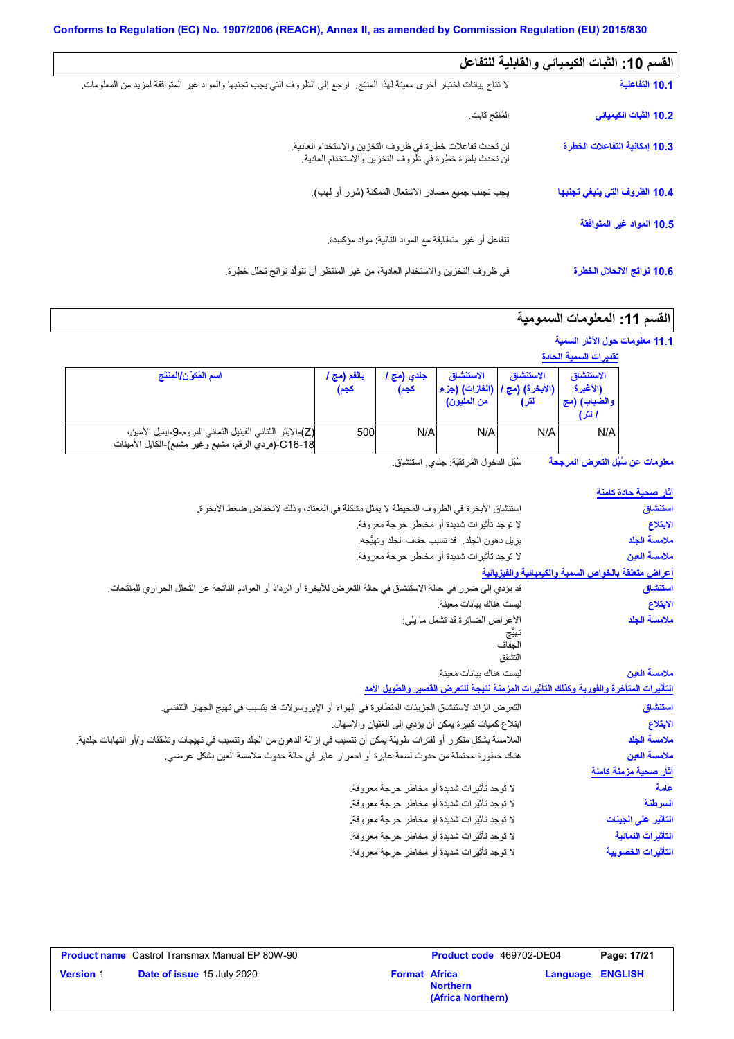## القسم 10: الثبات الكيميائي والقابلية للتفاعل

**10.1 التفاعلية**
لا تتاح بيانات اختبار أخرى معينة لهذا المنتج. ارجع إلى الظروف التي يجب تجنبها والمواد غير المتوافقة لمزيد من المعلومات.

**10.2 الثبات الكيميائي**
المُنتَج ثابت.

**10.3 إمكانية التفاعلات الخطرة**
لن تحدث تفاعلات خطرة في ظروف التخزين والاستخدام العادية.
لن تحدث بلمرة خطرة في ظروف التخزين والاستخدام العادية.

**10.4 الظروف التي ينبغي تجنبها**
يجب تجنب جميع مصادر الاشتعال الممكنة (شرر أو لهب).

**10.5 المواد غير المتوافقة**
تتفاعل أو غير متطابقة مع المواد التالية: مواد مؤكسِدة.

**10.6 نواتج الانحلال الخطرة**
في ظروف التخزين والاستخدام العادية، من غير المنتظر أن تتولَّد نواتج تحلل خطرة.

## القسم 11: المعلومات السمومية

**11.1 معلومات حول الآثار السمية**

تقديرات السمية الحادة

| اسم المُكوّن/المنتج | بالفم (مج / كجم) | جلدي (مج / كجم) | الاستنشاق (الغازات) (جزء من المليون) | الاستنشاق (الأبخرة) (مج / لتر) | الاستنشاق (الأغبرة والضباب) (مج / لتر) |
|---|---|---|---|---|---|
| (Z)-الإيثر الثنائي الفينيل الثماني البروم-9-إينيل الأمين، C16-18-(فردي الرقم، مشبع وغير مشبع)-الكايل الأمينات | 500 | N/A | N/A | N/A | N/A |

**معلومات عن سُبُل التعرض المرجحة**
سُبُل الدخول المُرتقَبة: جلدي, استنشاق.

**آثار صحية حادة كامنة**

**استنشاق**
استنشاق الأبخرة في الظروف المحيطة لا يمثل مشكلة في المعتاد، وذلك لانخفاض ضغط الأبخرة.

**الابتلاع**
لا توجد تأثيرات شديدة أو مخاطر حرجة معروفة.

**ملامسة الجلد**
يزيل دهون الجلد. قد تسبب جفاف الجلد وتهيُّجه.

**ملامسة العين**
لا توجد تأثيرات شديدة أو مخاطر حرجة معروفة.

**أعراض متعلقة بالخواص السمية والكيميائية والفيزيائية**

**استنشاق**
قد يؤدي إلى ضرر في حالة الاستنشاق في حالة التعرض للأبخرة أو الرذاذ أو العوادم الناتجة عن التحلل الحراري للمنتجات.

**الابتلاع**
ليست هناك بيانات معينة.

**ملامسة الجلد**
الأعراض الضائرة قد تشمل ما يلي:
تهيُّج
الجفاف
التشقق

**ملامسة العين**
ليست هناك بيانات معينة.

**التأثيرات المتأخرة والفورية وكذلك التأثيرات المزمنة نتيجة للتعرض القصير والطويل الأمد**

**استنشاق**
التعرض الزائد لاستنشاق الجزيئات المتطايرة في الهواء أو الإيروسولات قد يتسبب في تهيج الجهاز التنفسي.

**الابتلاع**
ابتلاع كميات كبيرة يمكن أن يؤدي إلى الغثيان والإسهال.

**ملامسة الجلد**
الملامسة بشكل متكرر أو لفترات طويلة يمكن أن تتسبب في إزالة الدهون من الجلد وتتسبب في تهيجات وتشققات و/أو التهابات جلدية.

**ملامسة العين**
هناك خطورة محتملة من حدوث لسعة عابرة أو احمرار عابر في حالة حدوث ملامسة العين بشكل عرضي.

**آثار صحية مزمنة كامنة**

**عامة**
لا توجد تأثيرات شديدة أو مخاطر حرجة معروفة.

**السرطنة**
لا توجد تأثيرات شديدة أو مخاطر حرجة معروفة.

**التأثير على الجينات**
لا توجد تأثيرات شديدة أو مخاطر حرجة معروفة.

**التأثيرات النمائية**
لا توجد تأثيرات شديدة أو مخاطر حرجة معروفة.

**التأثيرات الخصوبية**
لا توجد تأثيرات شديدة أو مخاطر حرجة معروفة.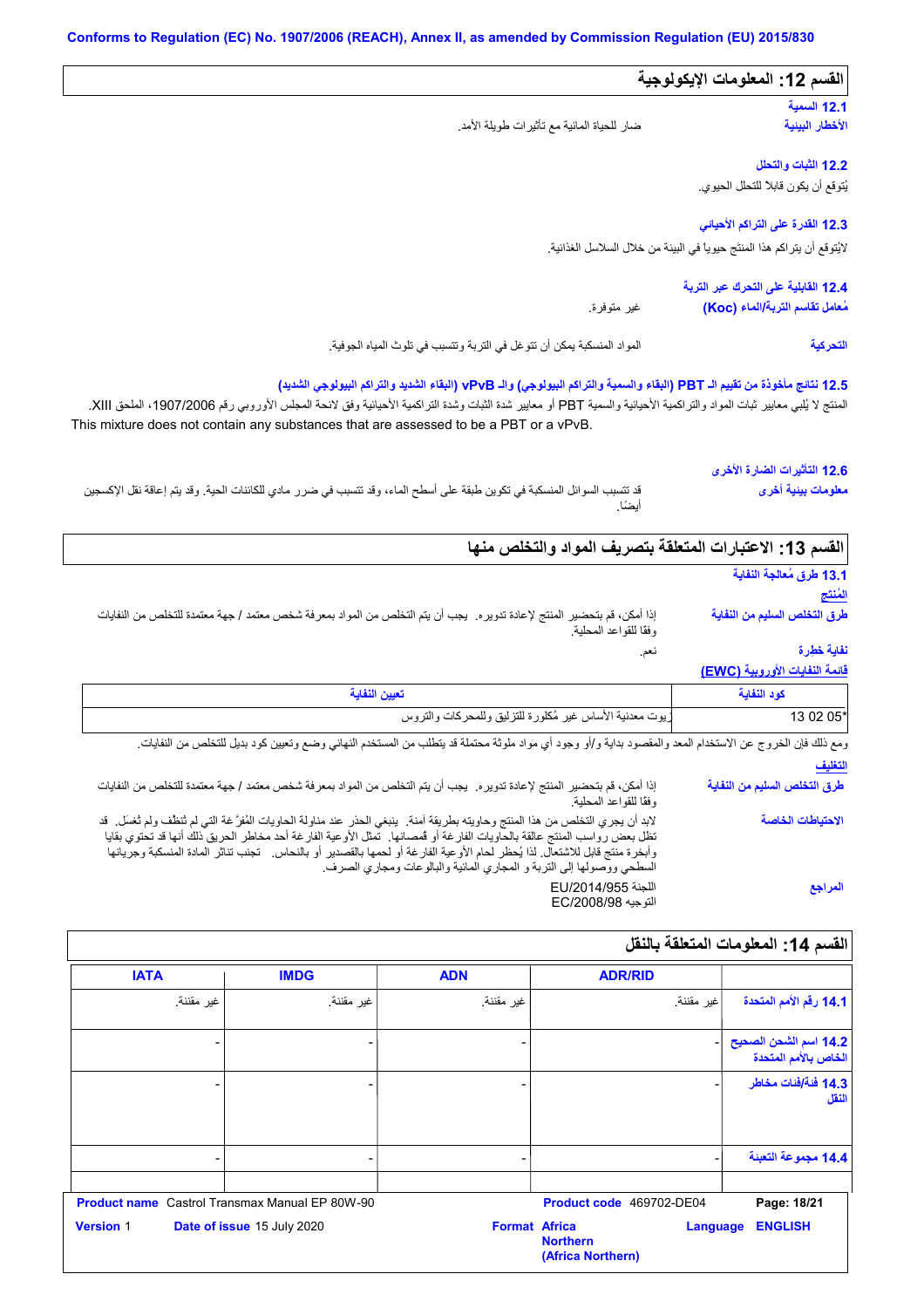Conforms to Regulation (EC) No. 1907/2006 (REACH), Annex II, as amended by Commission Regulation (EU) 2015/830

## القسم 12: المعلومات الإيكولوجية

### 12.1 السمية

**الأخطار البيئية**: ضار للحياة المائية مع تأثيرات طويلة الأمد.

### 12.2 الثبات والتحلل

يُتوقع أن يكون قابلا للتحلل الحيوي.

### 12.3 القدرة على التراكم الأحيائي

لايُتوقع أن يتراكم هذا المنتَج حيويا في البيئة من خلال السلاسل الغذائية.

### 12.4 القابلية على التحرك عبر التربة

**مُعامل تقاسم التربة/الماء (Koc)**: غير متوفرة.

**التحركية**: المواد المنسكبة يمكن أن تتوغل في التربة وتتسبب في تلوث المياه الجوفية.

### 12.5 نتائج مأخوذة من تقييم الـ PBT (البقاء والسمية والتراكم البيولوجي) والـ vPvB (البقاء الشديد والتراكم البيولوجي الشديد)

المنتج لا يُلبِي معايير ثبات المواد والتراكمية الأحيائية والسمية PBT أو معايير شدة الثبات وشدة التراكمية الأحيائية وفق لائحة المجلس الأوروبي رقم 1907/2006، الملحق XIII.
This mixture does not contain any substances that are assessed to be a PBT or a vPvB.

### 12.6 التأثيرات الضارة الأخرى

**معلومات بيئية أخرى**: قد تتسبب السوائل المنسكبة في تكوين طبقة على أسطح الماء، وقد تتسبب في ضرر مادي للكائنات الحية. وقد يتم إعاقة نقل الإكسجين أيضًا.

## القسم 13: الاعتبارات المتعلقة بتصريف المواد والتخلص منها

### 13.1 طرق مُعالجة النفاية

**المُنتج**

**طرق التخلص السليم من النفاية**: إذا أمكن، قم بتحضير المنتج لإعادة تدويره. يجب أن يتم التخلص من المواد بمعرفة شخص معتمد / جهة معتمدة للتخلص من النفايات وفقا للقواعد المحلية.

**نفاية خطرة**: نعم.

**قائمة النفايات الأوروبية (EWC)**

| كود النفاية | تعيين النفاية |
|---|---|
| 13 02 05* | زيوت معدنية الأساس غير مُكلورة للتزليق وللمحركات والتروس |

ومع ذلك فإن الخروج عن الاستخدام المعد والمقصود بداية و/أو وجود أي مواد ملوثة محتملة قد يتطلب من المستخدم النهائي وضع وتعيين كود بديل للتخلص من النفايات.

**التغليف**

**طرق التخلص السليم من النفاية**: إذا أمكن، قم بتحضير المنتج لإعادة تدويره. يجب أن يتم التخلص من المواد بمعرفة شخص معتمد / جهة معتمدة للتخلص من النفايات وفقا للقواعد المحلية.

**الاحتياطات الخاصة**: لابد أن يجري التخلص من هذا المنتج وحاويته بطريقة آمنة. ينبغي الحذر عند مناولة الحاويات المُفرَّغة التي لم تُنظَّف ولم تُغسَل. قد تظل بعض رواسب المنتج عالقة بالحاويات الفارغة أو قُمصانها. تمثل الأوعية الفارغة أحد مخاطر الحريق ذلك أنها قد تحتوي بقايا وأبخرة منتج قابل للاشتعال. لذا يُحظر لحام الأوعية الفارغة أو لحمها بالقصدير أو بالنحاس. تجنب تناثر المادة المنسكبة وجريانها السطحي ووصولها إلى التربة و المجاري المائية والبالوعات ومجاري الصرف.

**المراجع**: اللجنة EU/2014/955
التوجيه EC/2008/98

## القسم 14: المعلومات المتعلقة بالنقل

| | ADR/RID | ADN | IMDG | IATA |
|---|---|---|---|---|
| 14.1 رقم الأمم المتحدة | غير مقننة. | غير مقننة. | غير مقننة. | غير مقننة. |
| 14.2 اسم الشحن الصحيح الخاص بالأمم المتحدة | - | - | - | - |
| 14.3 فئة/فئات مخاطر النقل | - | - | - | - |
| 14.4 مجموعة التعبئة | - | - | - | - |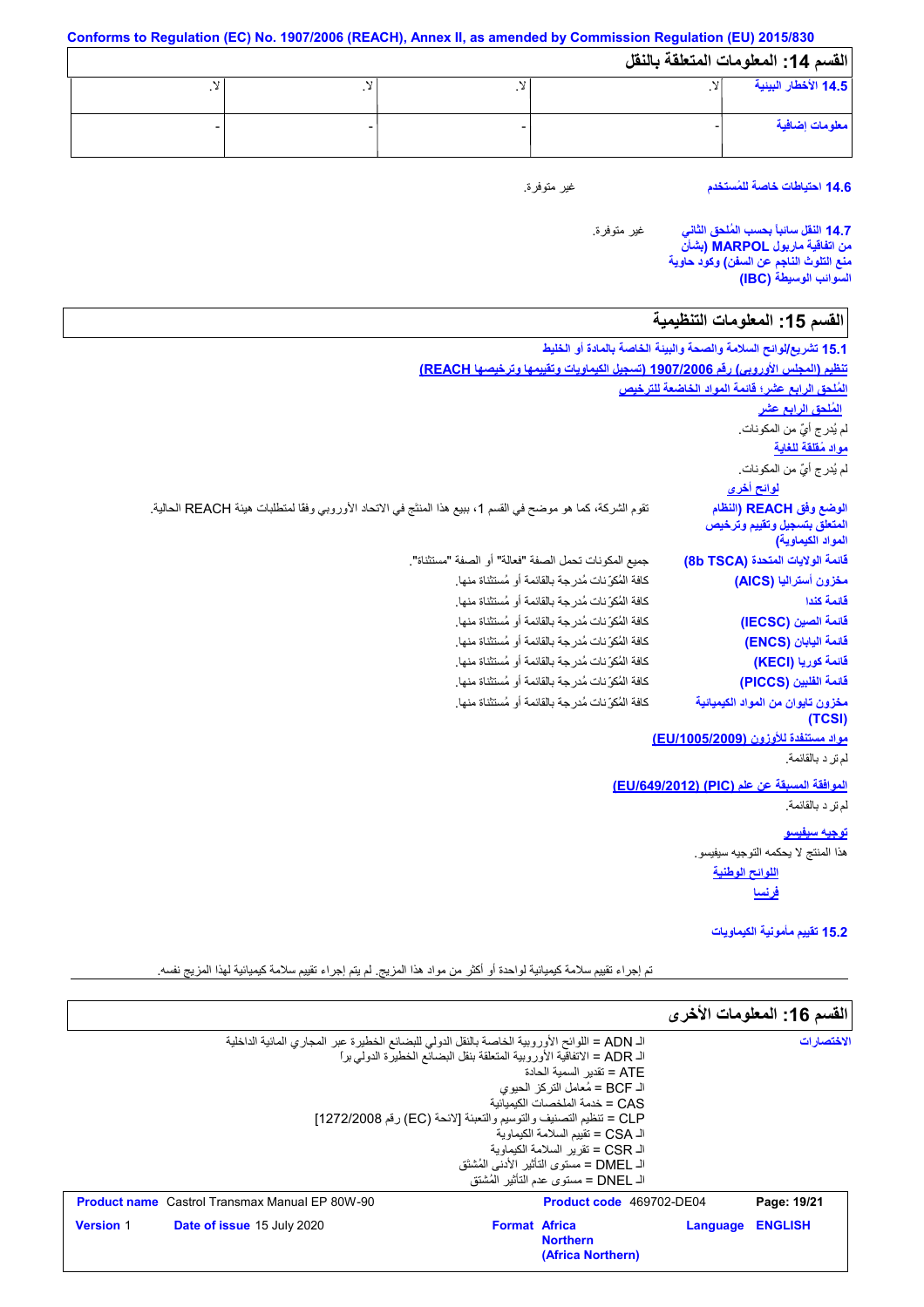Conforms to Regulation (EC) No. 1907/2006 (REACH), Annex II, as amended by Commission Regulation (EU) 2015/830

## القسم 14: المعلومات المتعلقة بالنقل

| 14.5 الأخطار البيئية | لا. | لا. | لا. | لا. |
|---|---|---|---|---|
| معلومات إضافية | - | - | - | - |

**14.6 احتياطات خاصة للمُستخدم** غير متوفرة.

**14.7 النقل سائباً بحسب المُلحق الثاني من اتفاقية ماربول MARPOL (بشأن منع التلوث الناجم عن السفن) وكود حاوية السوائب الوسيطة (IBC)** غير متوفرة.

## القسم 15: المعلومات التنظيمية

**15.1 تشريع/لوائح السلامة والصحة والبيئة الخاصة بالمادة أو الخليط**

تنظيم (المجلس الأوروبي) رقم 1907/2006 (تسجيل الكيماويات وتقييمها وترخيصها REACH)

المُلحق الرابع عشر؛ قائمة المواد الخاضعة للترخيص

المُلحق الرابع عشر

لم يُدرج أيٌ من المكونات.

مواد مُقلقة للغاية

لم يُدرج أيٌ من المكونات.

لوائح أخرى

**الوضع وفق REACH (النظام المتعلق بتسجيل وتقييم وترخيص المواد الكيماوية)** تقوم الشركة، كما هو موضح في القسم 1، ببيع هذا المنتج في الاتحاد الأوروبي وفقا لمتطلبات هيئة REACH الحالية.

**قائمة الولايات المتحدة (8b TSCA)** جميع المكونات تحمل الصفة "فعالة" أو الصفة "مستثناة".

**مخزون أستراليا (AICS)** كافة المُكوّنات مُدرجة بالقائمة أو مُستثناة منها.

**قائمة كندا** كافة المُكوّنات مُدرجة بالقائمة أو مُستثناة منها.

**قائمة الصين (IECSC)** كافة المُكوّنات مُدرجة بالقائمة أو مُستثناة منها.

**قائمة اليابان (ENCS)** كافة المُكوّنات مُدرجة بالقائمة أو مُستثناة منها.

**قائمة كوريا (KECI)** كافة المُكوّنات مُدرجة بالقائمة أو مُستثناة منها.

**قائمة الفلبين (PICCS)** كافة المُكوّنات مُدرجة بالقائمة أو مُستثناة منها.

**مخزون تايوان من المواد الكيميائية (TCSI)** كافة المُكوّنات مُدرجة بالقائمة أو مُستثناة منها.

مواد مستنفدة للأوزون (EU/1005/2009)

لم ترد بالقائمة.

الموافقة المسبقة عن علم (PIC) (EU/649/2012)

لم ترد بالقائمة.

توجيه سيفيسو

هذا المنتج لا يحكمه التوجيه سيفيسو.

اللوائح الوطنية

فرنسا

**15.2 تقييم مأمونية الكيماويات**

تم إجراء تقييم سلامة كيميائية لواحدة أو أكثر من مواد هذا المزيج. لم يتم إجراء تقييم سلامة كيميائية لهذا المزيج نفسه.

## القسم 16: المعلومات الأخرى

**الاختصارات**

الـ ADN = اللوائح الأوروبية الخاصة بالنقل الدولي للبضائع الخطيرة عبر المجاري المائية الداخلية
الـ ADR = الاتفاقية الأوروبية المتعلقة بنقل البضائع الخطيرة الدولي برا
ATE = تقدير السمية الحادة
الـ BCF = مُعامل التركز الحيوي
CAS = خدمة الملخصات الكيميائية
CLP = تنظيم التصنيف والتوسيم والتعبئة [لائحة (EC) رقم 1272/2008]
الـ CSA = تقييم السلامة الكيماوية
الـ CSR = تقرير السلامة الكيماوية
الـ DMEL = مستوى التأثير الأدنى المُشتق
الـ DNEL = مستوى عدم التأثير المُشتق

| **Product name** Castrol Transmax Manual EP 80W-90 | **Product code** 469702-DE04 | **Page:** 19/21 |
|---|---|---|
| **Version** 1 **Date of issue** 15 July 2020 | **Format** Africa Northern (Africa Northern) | **Language** ENGLISH |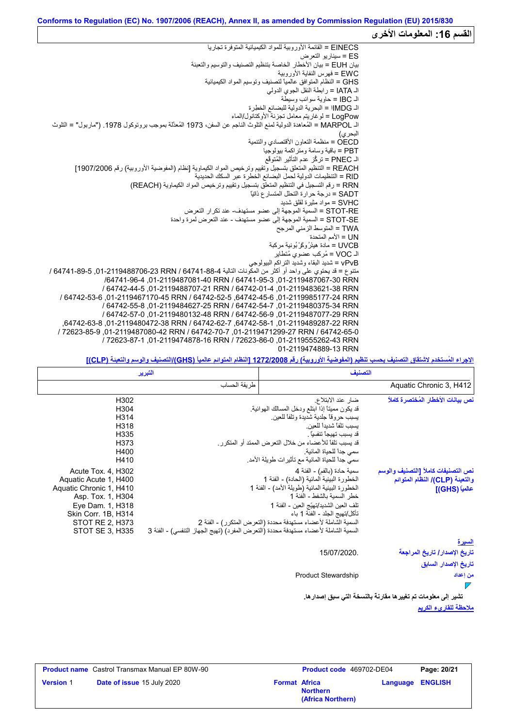Conforms to Regulation (EC) No. 1907/2006 (REACH), Annex II, as amended by Commission Regulation (EU) 2015/830

## القسم 16: المعلومات الأخرى

EINECS = القائمة الأوروبية للمواد الكيميائية المتوفرة تجاريا
ES = سيناريو التعرض
بيان EUH = بيان الأخطار الخاصة بتنظيم التصنيف والتوسيم والتعبئة
EWC = فهرس النفاية الأوروبية
GHS = النظام المتوافق عالمياً لتصنيف وتوسيم المواد الكيميائية
الـ IATA = رابطة النقل الجوي الدولي
الـ IBC = حاوية سوائب وسيطة
الـ IMDG = البحرية الدولية للبضائع الخطرة
LogPow = لوغاريتم معامل تجزئة الأوكتانول/الماء
الـ MARPOL = المُعاهدة الدولية لمنع التلوث الناجم عن السفن، 1973 المُعدّلة بموجب بروتوكول 1978. ("ماربول" = التلوث البحري)
OECD = منظمة التعاون الأقتصادي والتنمية
PBT = باقية وسامة ومتراكمة بيولوجيا
الـ PNEC = تركّز عدم التأثير المُتوقع
REACH = التنظيم المتعلق بتسجيل وتقييم وترخيص المواد الكيماوية [نظام (المفوضية الأوروبية) رقم 1907/2006]
RID = التنظيمات الدولية لحمل البضائع الخطرة عبر السكك الحديدية
RRN = رقم التسجيل في التنظيم المتعلق بتسجيل وتقييم وترخيص المواد الكيماوية (REACH)
SADT = درجة حرارة التحلل المتسارع ذاتيّاً
SVHC = مواد مثيرة لقلق شديد
STOT-RE = السمية الموجهة إلى عضو مستهدف- عند تكرار التعرض
STOT-SE = السمية الموجهة إلى عضو مستهدف - عند التعرض لمرة واحدة
TWA = المتوسط الزمني المرجح
UN = الأمم المتحدة
UVCB = مادة هيْدْرُوكَرْبُونية مركبة
الـ VOC = مُركب عضوي مُتطاير
vPvB = شديد البقاء وشديد التراكم البيولوجي
متنوع = قد يحتوي على واحد أو أكثر من المكونات التالية 64741-88-4 RRN 01-2119488706-23, 64741-89-5 / 64741-95-3 RRN 01-2119487067-30, 64741-96-4/ 64742-01-4 RRN 01-2119483621-38, 64742-44-5 / 64742-45-6, 64742-52-5 RRN 01-2119467170-45, 64742-53-6 / 64742-54-7 RRN 01-2119480375-34, 64742-55-8 RRN 01-2119484627-25 / 64742-56-9 RRN 01-2119487077-29, 64742-57-0 RRN 01-2119480132-48 / 64742-58-1, 64742-62-7 RRN 01-2119489287-22, 64742-63-8, 64742-65-0 RRN 01-2119471299-27 / 64742-70-7 RRN 01-2119487080-42, 72623-85-9 / 72623-86-0 RRN 01-2119555262-43, 72623-87-1 RRN 01-2119474878-16 / 01-2119474889-13 RRN

الاجراء المُستخدم لاشتقاق التصنيف بحسب تنظيم (المفوضية الأوروبية) رقم 1272/2008 [النظام المتوائم عالمياً (GHS)/التصنيف والوسم والتعبئة (CLP)]

| التصنيف | التبرير |
|---|---|
| Aquatic Chronic 3, H412 | طريقة الحساب |

**نص بيانات الأخطار المُختصرة كاملاً**

| | |
|---|---|
| H302 | ضار عند الابتلاع. |
| H304 | قد يكون مميتاً إذا ابتلع ودخل المسالك الهوائية. |
| H314 | يسبب حروقاً جلدية شديدة وتلفاً للعين. |
| H318 | يسبب تلفاً شديداً للعين. |
| H335 | قد يسبب تهيجاً تنفسياً . |
| H373 | قد يسبب تلفاً للأعضاء من خلال التعرض الممتد أو المتكرر. |
| H400 | سمي جداً للحياة المائية. |
| H410 | سمي جداً للحياة المائية مع تأثيرات طويلة الأمد. |

**نص التصنيفات كاملاً [التصنيف والوسم والتعبئة (CLP)/ النظام المتوائم عالمياً (GHS)]**

| | |
|---|---|
| Acute Tox. 4, H302 | سمية حادة (بالفم) - الفئة 4 |
| Aquatic Acute 1, H400 | الخطورة البيئية المائية (الحادة) - الفئة 1 |
| Aquatic Chronic 1, H410 | الخطورة البيئية المائية (طويلة الأمد) - الفئة 1 |
| Asp. Tox. 1, H304 | خطر السمية بالشفط - الفئة 1 |
| Eye Dam. 1, H318 | تلف العين الشديد/تهيّج العين - الفئة 1 |
| Skin Corr. 1B, H314 | تآكل/تهيج الجلد - الفئة 1 باء |
| STOT RE 2, H373 | السمية الشاملة لأعضاء مستهدفة محددة (التعرض المتكرر) - الفئة 2 |
| STOT SE 3, H335 | السمية الشاملة لأعضاء مستهدفة محددة (التعرض المفرد) (تهيج الجهاز التنفسي) - الفئة 3 |

**السيرة**

**تاريخ الإصدار/ تاريخ المراجعة** 15/07/2020.

**تاريخ الإصدار السابق**

**من إعداد** Product Stewardship

**تشير إلى معلومات تم تغييرها مقارنة بالنسخة التي سبق إصدارها.**

**ملاحظة للقارىء الكريم**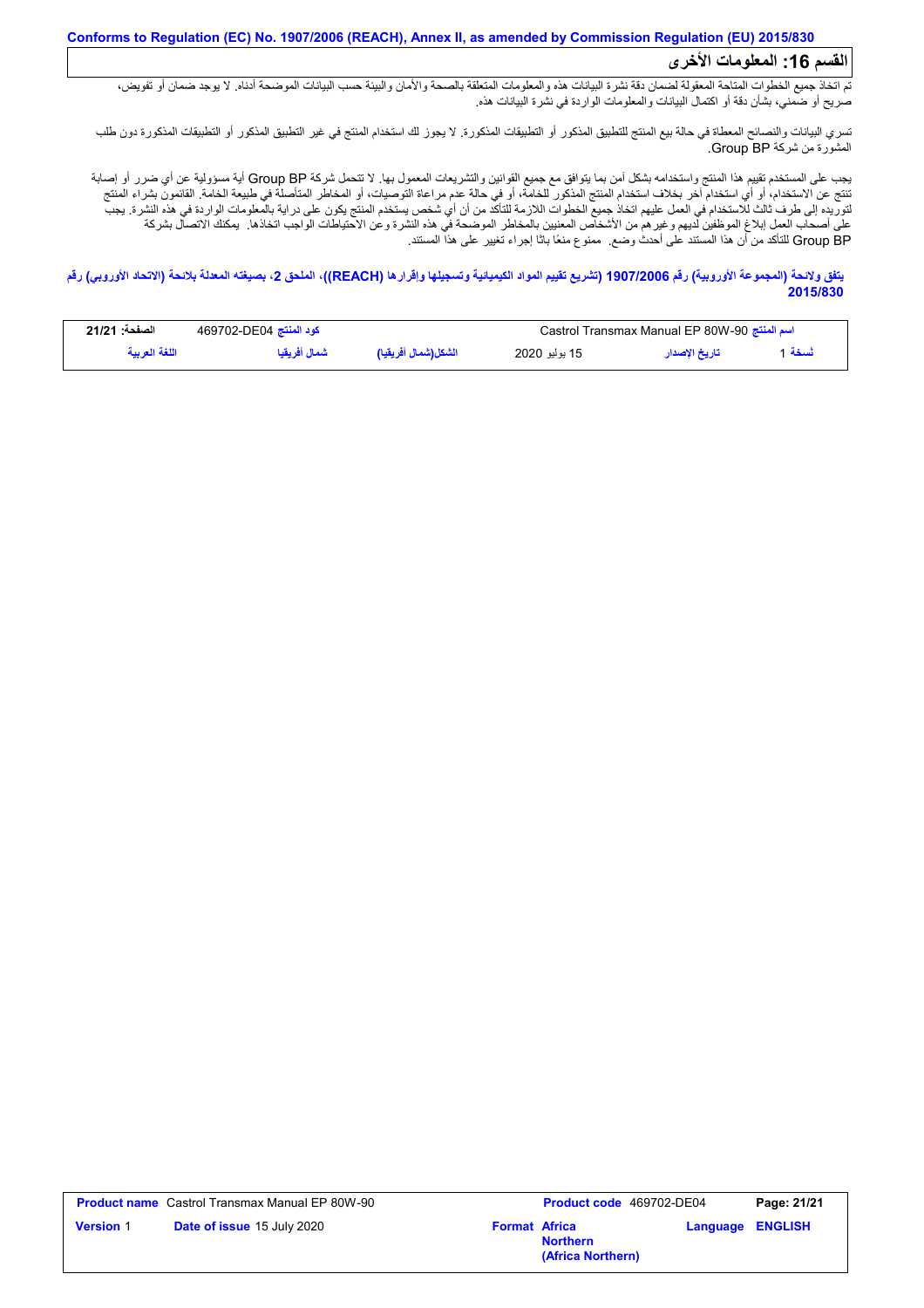## القسم 16: المعلومات الأخرى

تم اتخاذ جميع الخطوات المتاحة المعقولة لضمان دقة نشرة البيانات هذه والمعلومات المتعلقة بالصحة والأمان والبيئة حسب البيانات الموضحة أدناه. لا يوجد ضمان أو تفويض، صريح أو ضمني، بشأن دقة أو اكتمال البيانات والمعلومات الواردة في نشرة البيانات هذه.

تسري البيانات والنصائح المعطاة في حالة بيع المنتج للتطبيق المذكور أو التطبيقات المذكورة. لا يجوز لك استخدام المنتج في غير التطبيق المذكور أو التطبيقات المذكورة دون طلب المشورة من شركة Group BP.

يجب على المستخدم تقييم هذا المنتج واستخدامه بشكل آمن بما يتوافق مع جميع القوانين والتشريعات المعمول بها. لا تتحمل شركة Group BP أية مسؤولية عن أي ضرر أو إصابة تنتج عن الاستخدام، أو أي استخدام آخر بخلاف استخدام المنتج المذكور للخامة، أو في حالة عدم مراعاة التوصيات، أو المخاطر المتأصلة في طبيعة الخامة. القائمون بشراء المنتج لتوريده إلى طرف ثالث للاستخدام في العمل عليهم اتخاذ جميع الخطوات اللازمة للتأكد من أن أي شخص يستخدم المنتج يكون على دراية بالمعلومات الواردة في هذه النشرة. يجب على أصحاب العمل إبلاغ الموظفين لديهم وغيرهم من الأشخاص المعنيين بالمخاطر الموضحة في هذه النشرة وعن الاحتياطات الواجب اتخاذها. يمكنك الاتصال بشركة Group BP للتأكد من أن هذا المستند على أحدث وضع. ممنوع منعًا باتًا إجراء تغيير على هذا المستند.